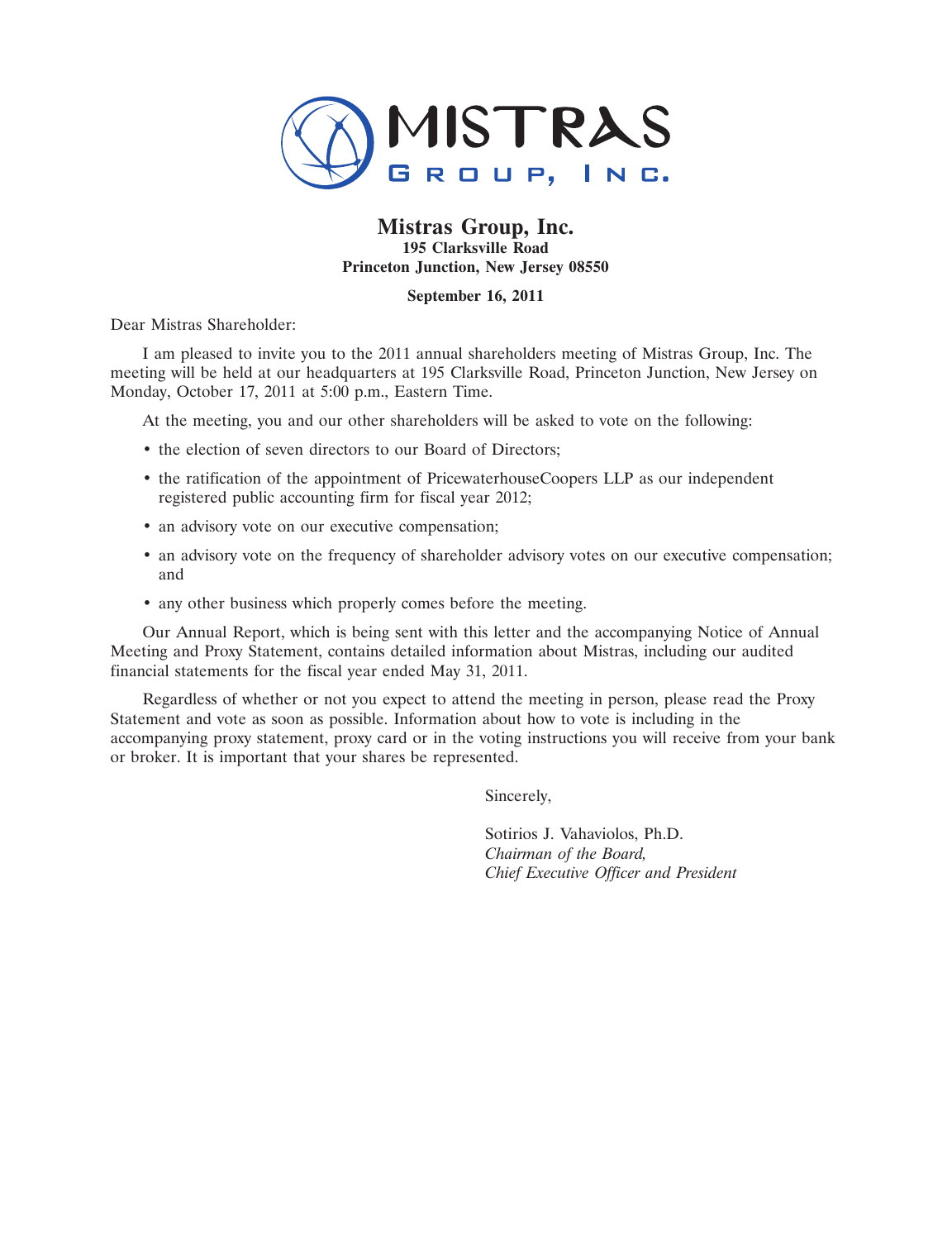# Mistras Group, Inc.

**195 Clarksville Road**
**Princeton Junction, New Jersey 08550**

**September 16, 2011**

Dear Mistras Shareholder:

I am pleased to invite you to the 2011 annual shareholders meeting of Mistras Group, Inc. The meeting will be held at our headquarters at 195 Clarksville Road, Princeton Junction, New Jersey on Monday, October 17, 2011 at 5:00 p.m., Eastern Time.

At the meeting, you and our other shareholders will be asked to vote on the following:

- the election of seven directors to our Board of Directors;
- the ratification of the appointment of PricewaterhouseCoopers LLP as our independent registered public accounting firm for fiscal year 2012;
- an advisory vote on our executive compensation;
- an advisory vote on the frequency of shareholder advisory votes on our executive compensation; and
- any other business which properly comes before the meeting.

Our Annual Report, which is being sent with this letter and the accompanying Notice of Annual Meeting and Proxy Statement, contains detailed information about Mistras, including our audited financial statements for the fiscal year ended May 31, 2011.

Regardless of whether or not you expect to attend the meeting in person, please read the Proxy Statement and vote as soon as possible. Information about how to vote is including in the accompanying proxy statement, proxy card or in the voting instructions you will receive from your bank or broker. It is important that your shares be represented.

Sincerely,

Sotirios J. Vahaviolos, Ph.D.
*Chairman of the Board,*
*Chief Executive Officer and President*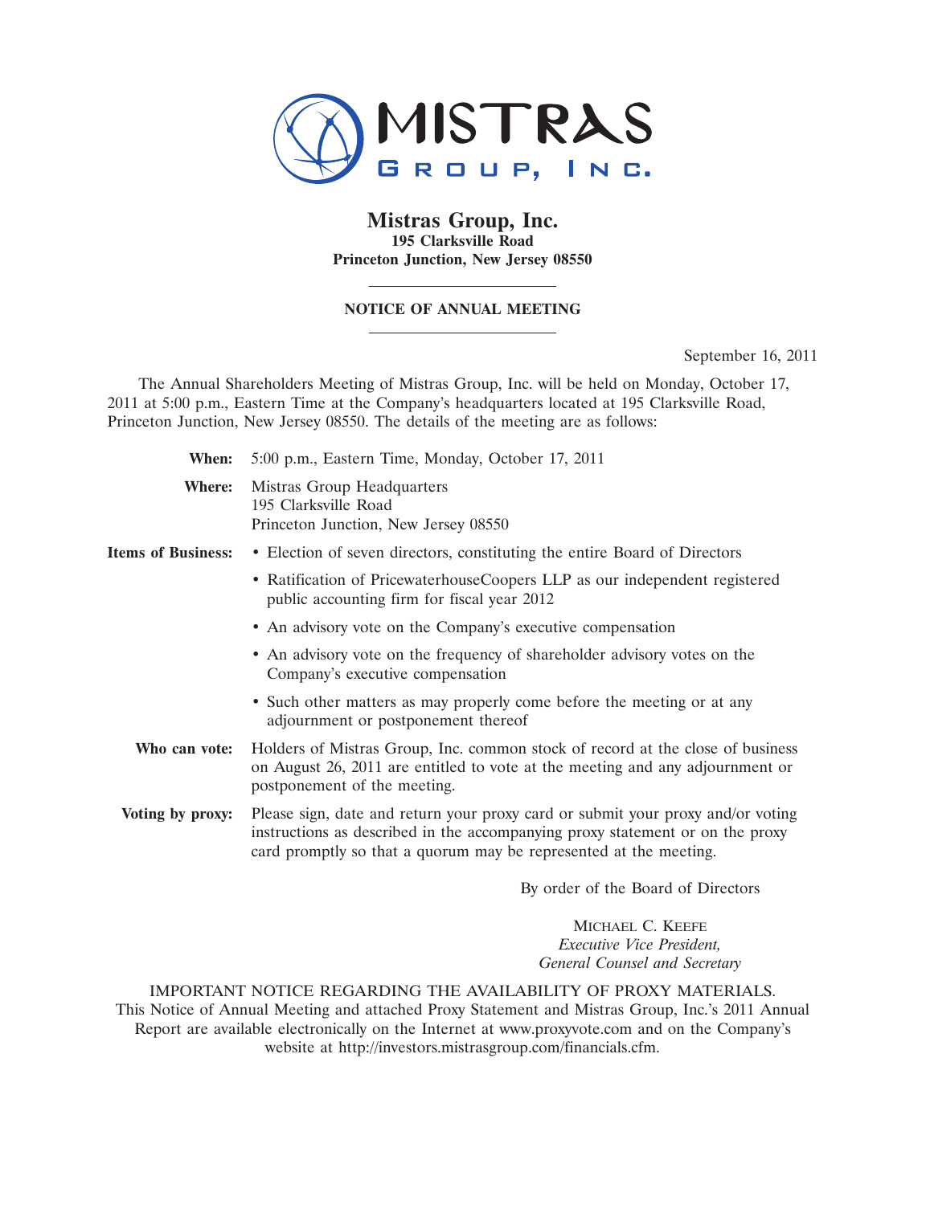# Mistras Group, Inc.

**195 Clarksville Road**
**Princeton Junction, New Jersey 08550**

## NOTICE OF ANNUAL MEETING

September 16, 2011

The Annual Shareholders Meeting of Mistras Group, Inc. will be held on Monday, October 17, 2011 at 5:00 p.m., Eastern Time at the Company's headquarters located at 195 Clarksville Road, Princeton Junction, New Jersey 08550. The details of the meeting are as follows:

**When:** 5:00 p.m., Eastern Time, Monday, October 17, 2011

**Where:** Mistras Group Headquarters
195 Clarksville Road
Princeton Junction, New Jersey 08550

**Items of Business:**

- Election of seven directors, constituting the entire Board of Directors
- Ratification of PricewaterhouseCoopers LLP as our independent registered public accounting firm for fiscal year 2012
- An advisory vote on the Company's executive compensation
- An advisory vote on the frequency of shareholder advisory votes on the Company's executive compensation
- Such other matters as may properly come before the meeting or at any adjournment or postponement thereof

**Who can vote:** Holders of Mistras Group, Inc. common stock of record at the close of business on August 26, 2011 are entitled to vote at the meeting and any adjournment or postponement of the meeting.

**Voting by proxy:** Please sign, date and return your proxy card or submit your proxy and/or voting instructions as described in the accompanying proxy statement or on the proxy card promptly so that a quorum may be represented at the meeting.

By order of the Board of Directors

MICHAEL C. KEEFE
*Executive Vice President,*
*General Counsel and Secretary*

IMPORTANT NOTICE REGARDING THE AVAILABILITY OF PROXY MATERIALS. This Notice of Annual Meeting and attached Proxy Statement and Mistras Group, Inc.'s 2011 Annual Report are available electronically on the Internet at www.proxyvote.com and on the Company's website at http://investors.mistrasgroup.com/financials.cfm.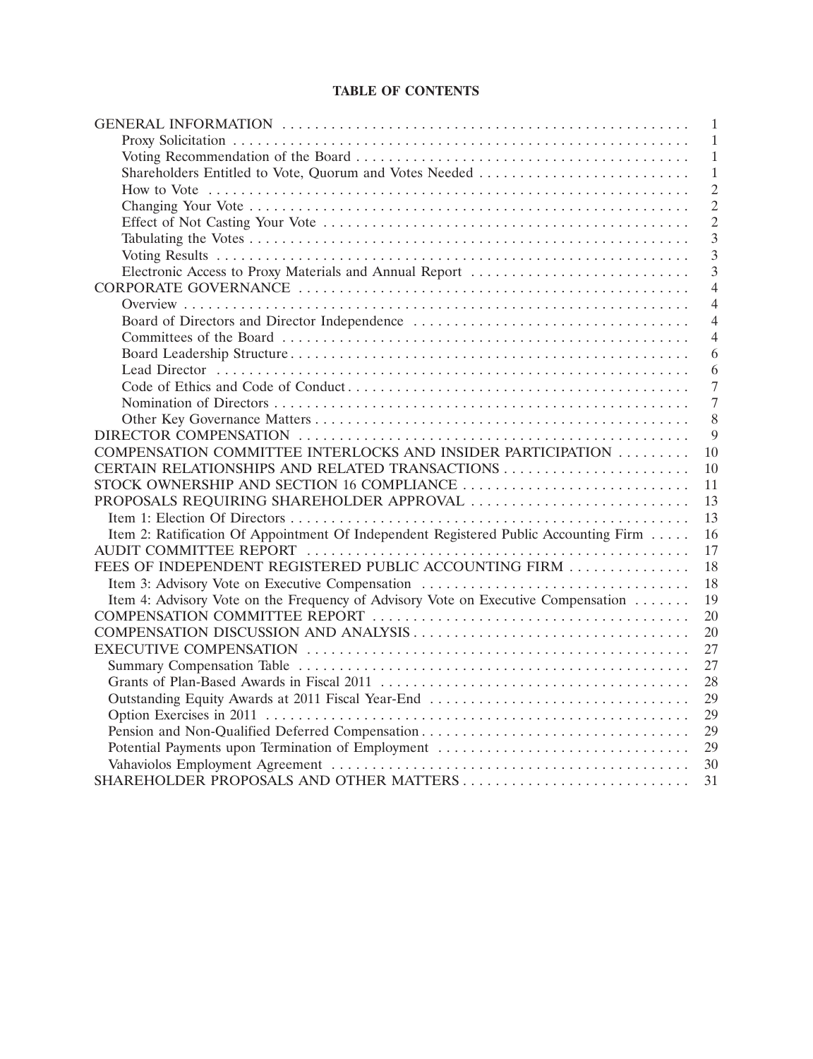**TABLE OF CONTENTS**

| | |
|---|---|
| GENERAL INFORMATION | 1 |
| Proxy Solicitation | 1 |
| Voting Recommendation of the Board | 1 |
| Shareholders Entitled to Vote, Quorum and Votes Needed | 1 |
| How to Vote | 2 |
| Changing Your Vote | 2 |
| Effect of Not Casting Your Vote | 2 |
| Tabulating the Votes | 3 |
| Voting Results | 3 |
| Electronic Access to Proxy Materials and Annual Report | 3 |
| CORPORATE GOVERNANCE | 4 |
| Overview | 4 |
| Board of Directors and Director Independence | 4 |
| Committees of the Board | 4 |
| Board Leadership Structure | 6 |
| Lead Director | 6 |
| Code of Ethics and Code of Conduct | 7 |
| Nomination of Directors | 7 |
| Other Key Governance Matters | 8 |
| DIRECTOR COMPENSATION | 9 |
| COMPENSATION COMMITTEE INTERLOCKS AND INSIDER PARTICIPATION | 10 |
| CERTAIN RELATIONSHIPS AND RELATED TRANSACTIONS | 10 |
| STOCK OWNERSHIP AND SECTION 16 COMPLIANCE | 11 |
| PROPOSALS REQUIRING SHAREHOLDER APPROVAL | 13 |
| Item 1: Election Of Directors | 13 |
| Item 2: Ratification Of Appointment Of Independent Registered Public Accounting Firm | 16 |
| AUDIT COMMITTEE REPORT | 17 |
| FEES OF INDEPENDENT REGISTERED PUBLIC ACCOUNTING FIRM | 18 |
| Item 3: Advisory Vote on Executive Compensation | 18 |
| Item 4: Advisory Vote on the Frequency of Advisory Vote on Executive Compensation | 19 |
| COMPENSATION COMMITTEE REPORT | 20 |
| COMPENSATION DISCUSSION AND ANALYSIS | 20 |
| EXECUTIVE COMPENSATION | 27 |
| Summary Compensation Table | 27 |
| Grants of Plan-Based Awards in Fiscal 2011 | 28 |
| Outstanding Equity Awards at 2011 Fiscal Year-End | 29 |
| Option Exercises in 2011 | 29 |
| Pension and Non-Qualified Deferred Compensation | 29 |
| Potential Payments upon Termination of Employment | 29 |
| Vahaviolos Employment Agreement | 30 |
| SHAREHOLDER PROPOSALS AND OTHER MATTERS | 31 |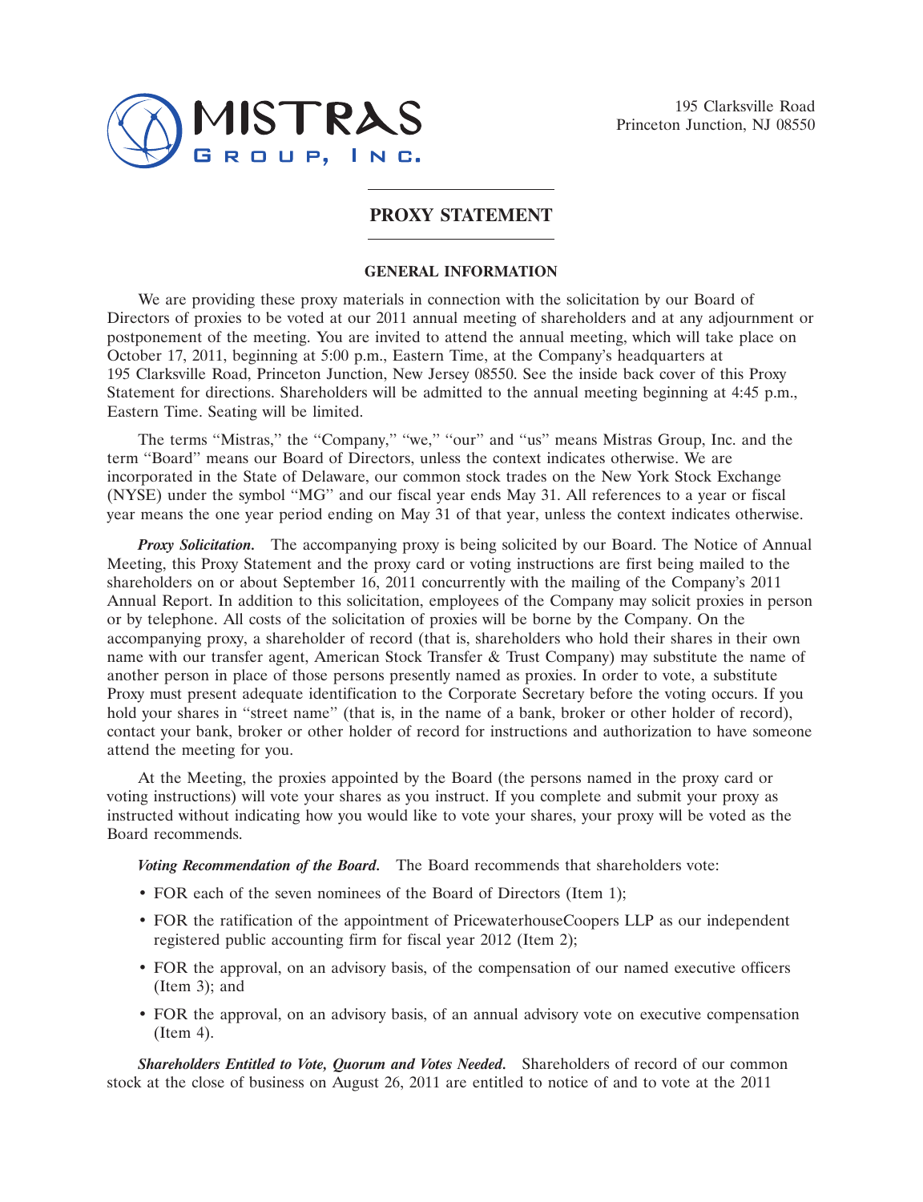MISTRAS GROUP, INC.

195 Clarksville Road
Princeton Junction, NJ 08550

# PROXY STATEMENT

## GENERAL INFORMATION

We are providing these proxy materials in connection with the solicitation by our Board of Directors of proxies to be voted at our 2011 annual meeting of shareholders and at any adjournment or postponement of the meeting. You are invited to attend the annual meeting, which will take place on October 17, 2011, beginning at 5:00 p.m., Eastern Time, at the Company's headquarters at 195 Clarksville Road, Princeton Junction, New Jersey 08550. See the inside back cover of this Proxy Statement for directions. Shareholders will be admitted to the annual meeting beginning at 4:45 p.m., Eastern Time. Seating will be limited.

The terms "Mistras," the "Company," "we," "our" and "us" means Mistras Group, Inc. and the term "Board" means our Board of Directors, unless the context indicates otherwise. We are incorporated in the State of Delaware, our common stock trades on the New York Stock Exchange (NYSE) under the symbol "MG" and our fiscal year ends May 31. All references to a year or fiscal year means the one year period ending on May 31 of that year, unless the context indicates otherwise.

***Proxy Solicitation.*** The accompanying proxy is being solicited by our Board. The Notice of Annual Meeting, this Proxy Statement and the proxy card or voting instructions are first being mailed to the shareholders on or about September 16, 2011 concurrently with the mailing of the Company's 2011 Annual Report. In addition to this solicitation, employees of the Company may solicit proxies in person or by telephone. All costs of the solicitation of proxies will be borne by the Company. On the accompanying proxy, a shareholder of record (that is, shareholders who hold their shares in their own name with our transfer agent, American Stock Transfer & Trust Company) may substitute the name of another person in place of those persons presently named as proxies. In order to vote, a substitute Proxy must present adequate identification to the Corporate Secretary before the voting occurs. If you hold your shares in "street name" (that is, in the name of a bank, broker or other holder of record), contact your bank, broker or other holder of record for instructions and authorization to have someone attend the meeting for you.

At the Meeting, the proxies appointed by the Board (the persons named in the proxy card or voting instructions) will vote your shares as you instruct. If you complete and submit your proxy as instructed without indicating how you would like to vote your shares, your proxy will be voted as the Board recommends.

***Voting Recommendation of the Board.*** The Board recommends that shareholders vote:

- FOR each of the seven nominees of the Board of Directors (Item 1);
- FOR the ratification of the appointment of PricewaterhouseCoopers LLP as our independent registered public accounting firm for fiscal year 2012 (Item 2);
- FOR the approval, on an advisory basis, of the compensation of our named executive officers (Item 3); and
- FOR the approval, on an advisory basis, of an annual advisory vote on executive compensation (Item 4).

***Shareholders Entitled to Vote, Quorum and Votes Needed.*** Shareholders of record of our common stock at the close of business on August 26, 2011 are entitled to notice of and to vote at the 2011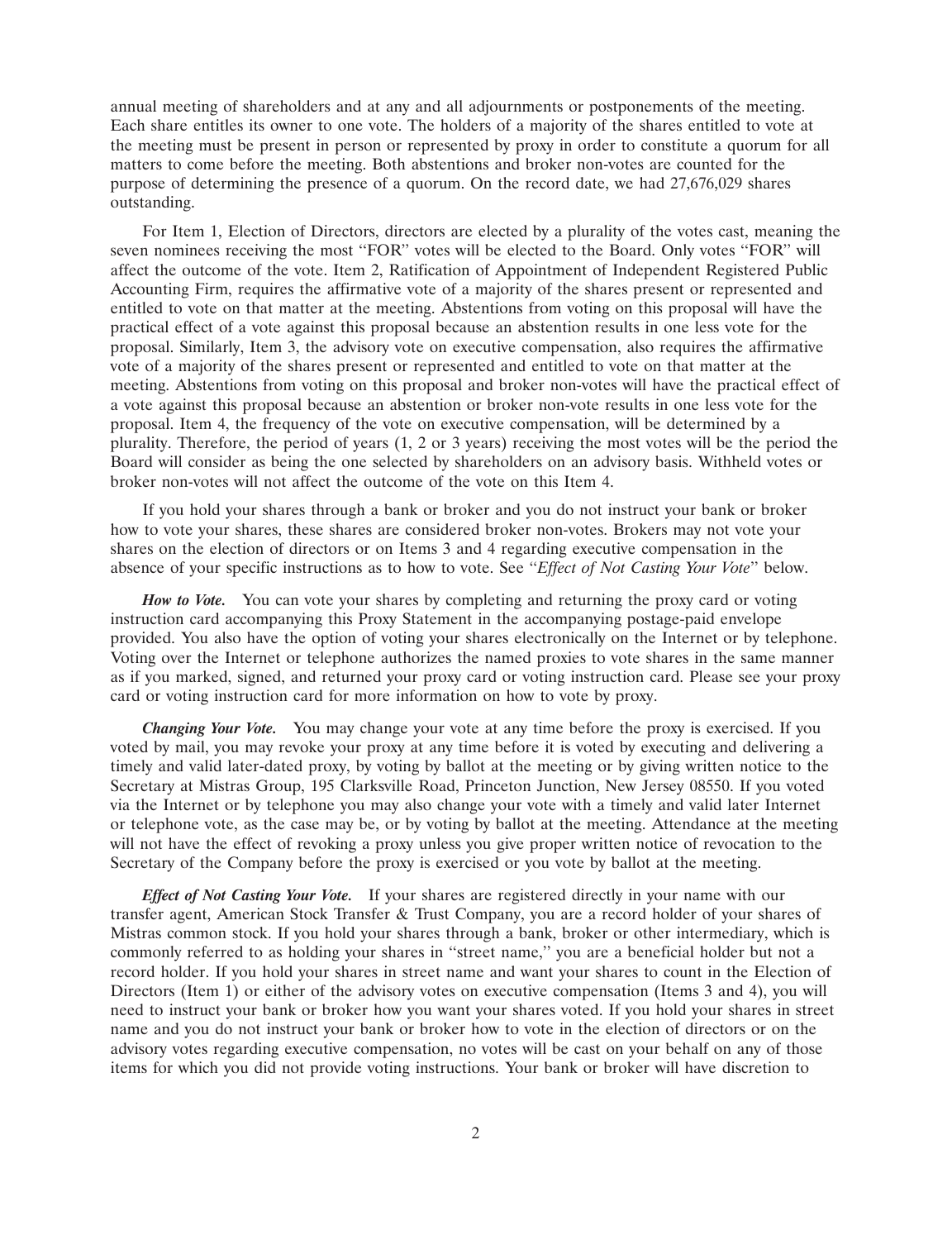annual meeting of shareholders and at any and all adjournments or postponements of the meeting. Each share entitles its owner to one vote. The holders of a majority of the shares entitled to vote at the meeting must be present in person or represented by proxy in order to constitute a quorum for all matters to come before the meeting. Both abstentions and broker non-votes are counted for the purpose of determining the presence of a quorum. On the record date, we had 27,676,029 shares outstanding.

For Item 1, Election of Directors, directors are elected by a plurality of the votes cast, meaning the seven nominees receiving the most "FOR" votes will be elected to the Board. Only votes "FOR" will affect the outcome of the vote. Item 2, Ratification of Appointment of Independent Registered Public Accounting Firm, requires the affirmative vote of a majority of the shares present or represented and entitled to vote on that matter at the meeting. Abstentions from voting on this proposal will have the practical effect of a vote against this proposal because an abstention results in one less vote for the proposal. Similarly, Item 3, the advisory vote on executive compensation, also requires the affirmative vote of a majority of the shares present or represented and entitled to vote on that matter at the meeting. Abstentions from voting on this proposal and broker non-votes will have the practical effect of a vote against this proposal because an abstention or broker non-vote results in one less vote for the proposal. Item 4, the frequency of the vote on executive compensation, will be determined by a plurality. Therefore, the period of years (1, 2 or 3 years) receiving the most votes will be the period the Board will consider as being the one selected by shareholders on an advisory basis. Withheld votes or broker non-votes will not affect the outcome of the vote on this Item 4.

If you hold your shares through a bank or broker and you do not instruct your bank or broker how to vote your shares, these shares are considered broker non-votes. Brokers may not vote your shares on the election of directors or on Items 3 and 4 regarding executive compensation in the absence of your specific instructions as to how to vote. See "*Effect of Not Casting Your Vote*" below.

***How to Vote.*** You can vote your shares by completing and returning the proxy card or voting instruction card accompanying this Proxy Statement in the accompanying postage-paid envelope provided. You also have the option of voting your shares electronically on the Internet or by telephone. Voting over the Internet or telephone authorizes the named proxies to vote shares in the same manner as if you marked, signed, and returned your proxy card or voting instruction card. Please see your proxy card or voting instruction card for more information on how to vote by proxy.

***Changing Your Vote.*** You may change your vote at any time before the proxy is exercised. If you voted by mail, you may revoke your proxy at any time before it is voted by executing and delivering a timely and valid later-dated proxy, by voting by ballot at the meeting or by giving written notice to the Secretary at Mistras Group, 195 Clarksville Road, Princeton Junction, New Jersey 08550. If you voted via the Internet or by telephone you may also change your vote with a timely and valid later Internet or telephone vote, as the case may be, or by voting by ballot at the meeting. Attendance at the meeting will not have the effect of revoking a proxy unless you give proper written notice of revocation to the Secretary of the Company before the proxy is exercised or you vote by ballot at the meeting.

***Effect of Not Casting Your Vote.*** If your shares are registered directly in your name with our transfer agent, American Stock Transfer & Trust Company, you are a record holder of your shares of Mistras common stock. If you hold your shares through a bank, broker or other intermediary, which is commonly referred to as holding your shares in "street name," you are a beneficial holder but not a record holder. If you hold your shares in street name and want your shares to count in the Election of Directors (Item 1) or either of the advisory votes on executive compensation (Items 3 and 4), you will need to instruct your bank or broker how you want your shares voted. If you hold your shares in street name and you do not instruct your bank or broker how to vote in the election of directors or on the advisory votes regarding executive compensation, no votes will be cast on your behalf on any of those items for which you did not provide voting instructions. Your bank or broker will have discretion to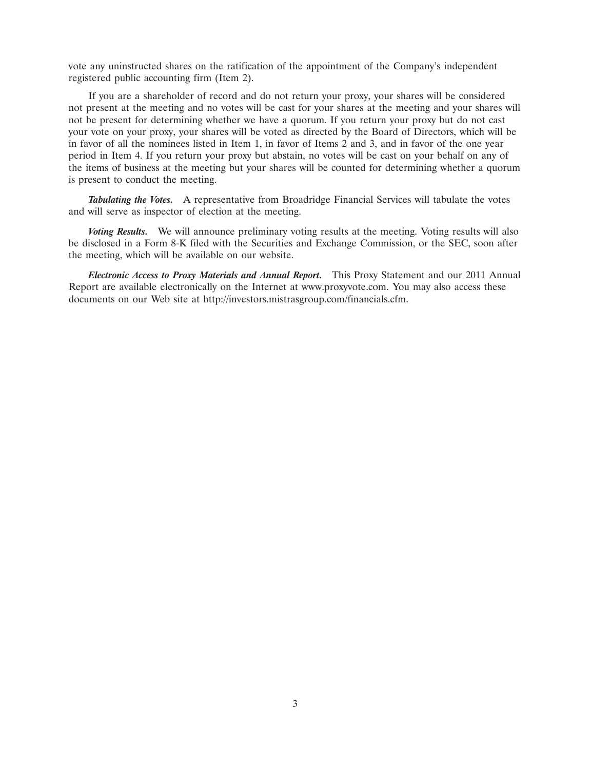vote any uninstructed shares on the ratification of the appointment of the Company's independent registered public accounting firm (Item 2).

If you are a shareholder of record and do not return your proxy, your shares will be considered not present at the meeting and no votes will be cast for your shares at the meeting and your shares will not be present for determining whether we have a quorum. If you return your proxy but do not cast your vote on your proxy, your shares will be voted as directed by the Board of Directors, which will be in favor of all the nominees listed in Item 1, in favor of Items 2 and 3, and in favor of the one year period in Item 4. If you return your proxy but abstain, no votes will be cast on your behalf on any of the items of business at the meeting but your shares will be counted for determining whether a quorum is present to conduct the meeting.

***Tabulating the Votes.*** A representative from Broadridge Financial Services will tabulate the votes and will serve as inspector of election at the meeting.

***Voting Results.*** We will announce preliminary voting results at the meeting. Voting results will also be disclosed in a Form 8-K filed with the Securities and Exchange Commission, or the SEC, soon after the meeting, which will be available on our website.

***Electronic Access to Proxy Materials and Annual Report.*** This Proxy Statement and our 2011 Annual Report are available electronically on the Internet at www.proxyvote.com. You may also access these documents on our Web site at http://investors.mistrasgroup.com/financials.cfm.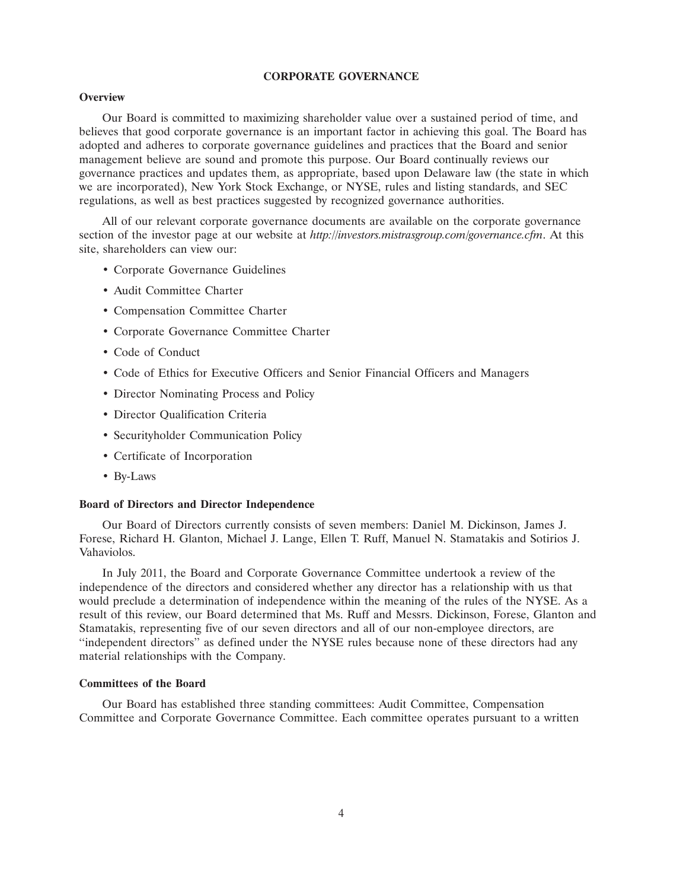# CORPORATE GOVERNANCE

### Overview

Our Board is committed to maximizing shareholder value over a sustained period of time, and believes that good corporate governance is an important factor in achieving this goal. The Board has adopted and adheres to corporate governance guidelines and practices that the Board and senior management believe are sound and promote this purpose. Our Board continually reviews our governance practices and updates them, as appropriate, based upon Delaware law (the state in which we are incorporated), New York Stock Exchange, or NYSE, rules and listing standards, and SEC regulations, as well as best practices suggested by recognized governance authorities.

All of our relevant corporate governance documents are available on the corporate governance section of the investor page at our website at *http://investors.mistrasgroup.com/governance.cfm*. At this site, shareholders can view our:

- Corporate Governance Guidelines
- Audit Committee Charter
- Compensation Committee Charter
- Corporate Governance Committee Charter
- Code of Conduct
- Code of Ethics for Executive Officers and Senior Financial Officers and Managers
- Director Nominating Process and Policy
- Director Qualification Criteria
- Securityholder Communication Policy
- Certificate of Incorporation
- By-Laws

### Board of Directors and Director Independence

Our Board of Directors currently consists of seven members: Daniel M. Dickinson, James J. Forese, Richard H. Glanton, Michael J. Lange, Ellen T. Ruff, Manuel N. Stamatakis and Sotirios J. Vahaviolos.

In July 2011, the Board and Corporate Governance Committee undertook a review of the independence of the directors and considered whether any director has a relationship with us that would preclude a determination of independence within the meaning of the rules of the NYSE. As a result of this review, our Board determined that Ms. Ruff and Messrs. Dickinson, Forese, Glanton and Stamatakis, representing five of our seven directors and all of our non-employee directors, are "independent directors" as defined under the NYSE rules because none of these directors had any material relationships with the Company.

### Committees of the Board

Our Board has established three standing committees: Audit Committee, Compensation Committee and Corporate Governance Committee. Each committee operates pursuant to a written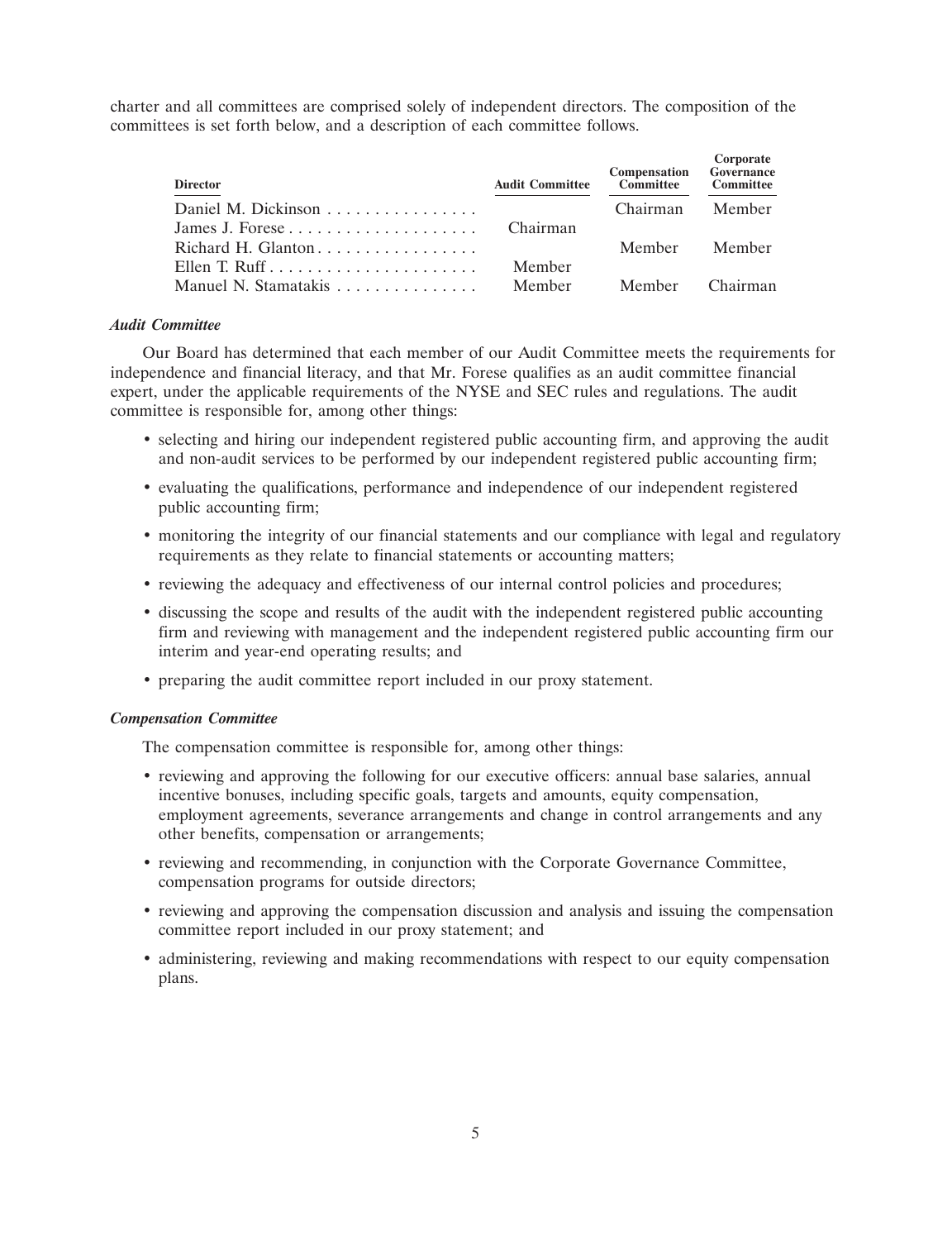charter and all committees are comprised solely of independent directors. The composition of the committees is set forth below, and a description of each committee follows.

| Director | Audit Committee | Compensation Committee | Corporate Governance Committee |
|---|---|---|---|
| Daniel M. Dickinson |  | Chairman | Member |
| James J. Forese | Chairman |  |  |
| Richard H. Glanton |  | Member | Member |
| Ellen T. Ruff | Member |  |  |
| Manuel N. Stamatakis | Member | Member | Chairman |

***Audit Committee***

Our Board has determined that each member of our Audit Committee meets the requirements for independence and financial literacy, and that Mr. Forese qualifies as an audit committee financial expert, under the applicable requirements of the NYSE and SEC rules and regulations. The audit committee is responsible for, among other things:

- selecting and hiring our independent registered public accounting firm, and approving the audit and non-audit services to be performed by our independent registered public accounting firm;
- evaluating the qualifications, performance and independence of our independent registered public accounting firm;
- monitoring the integrity of our financial statements and our compliance with legal and regulatory requirements as they relate to financial statements or accounting matters;
- reviewing the adequacy and effectiveness of our internal control policies and procedures;
- discussing the scope and results of the audit with the independent registered public accounting firm and reviewing with management and the independent registered public accounting firm our interim and year-end operating results; and
- preparing the audit committee report included in our proxy statement.

***Compensation Committee***

The compensation committee is responsible for, among other things:

- reviewing and approving the following for our executive officers: annual base salaries, annual incentive bonuses, including specific goals, targets and amounts, equity compensation, employment agreements, severance arrangements and change in control arrangements and any other benefits, compensation or arrangements;
- reviewing and recommending, in conjunction with the Corporate Governance Committee, compensation programs for outside directors;
- reviewing and approving the compensation discussion and analysis and issuing the compensation committee report included in our proxy statement; and
- administering, reviewing and making recommendations with respect to our equity compensation plans.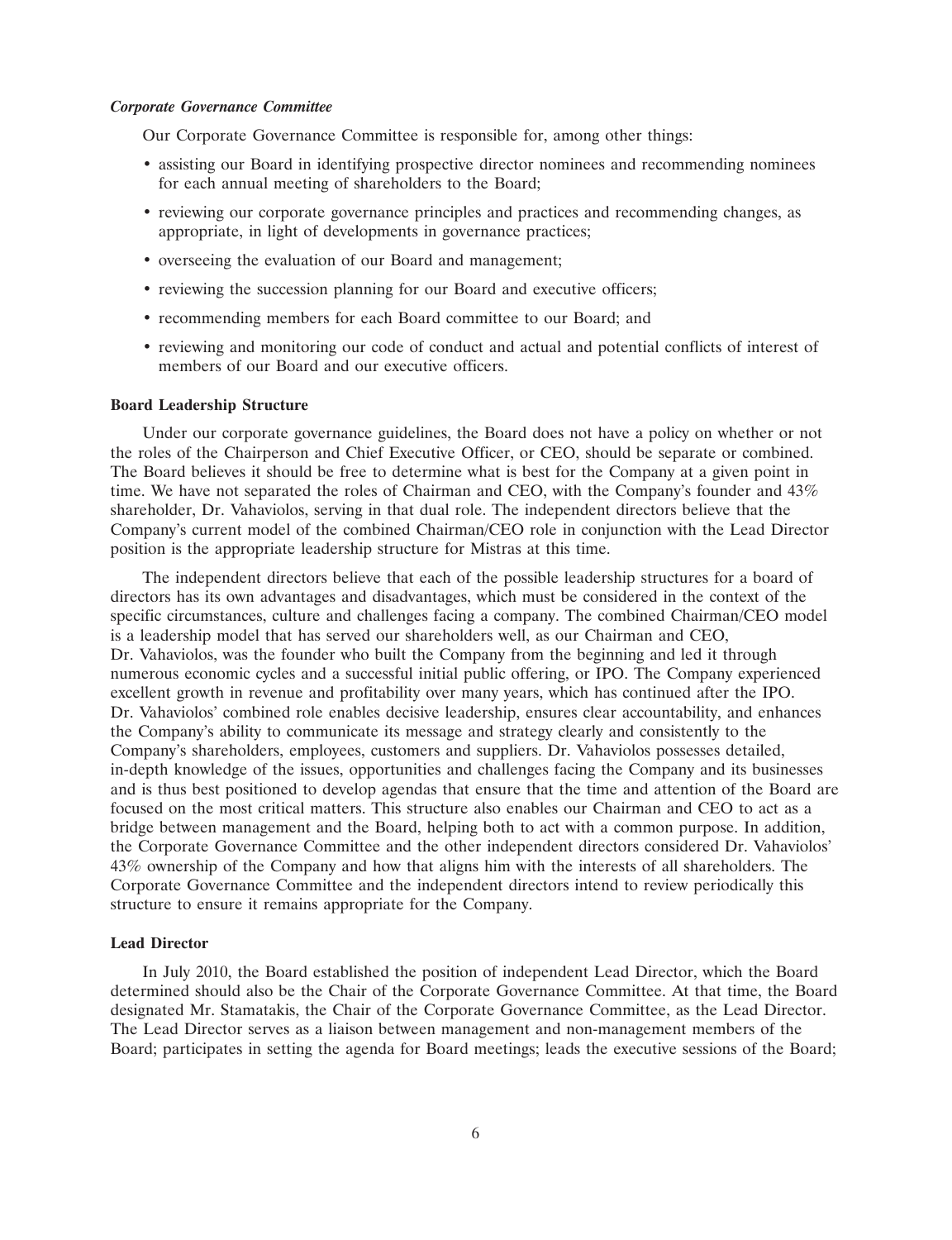### *Corporate Governance Committee*

Our Corporate Governance Committee is responsible for, among other things:

- assisting our Board in identifying prospective director nominees and recommending nominees for each annual meeting of shareholders to the Board;
- reviewing our corporate governance principles and practices and recommending changes, as appropriate, in light of developments in governance practices;
- overseeing the evaluation of our Board and management;
- reviewing the succession planning for our Board and executive officers;
- recommending members for each Board committee to our Board; and
- reviewing and monitoring our code of conduct and actual and potential conflicts of interest of members of our Board and our executive officers.

## Board Leadership Structure

Under our corporate governance guidelines, the Board does not have a policy on whether or not the roles of the Chairperson and Chief Executive Officer, or CEO, should be separate or combined. The Board believes it should be free to determine what is best for the Company at a given point in time. We have not separated the roles of Chairman and CEO, with the Company's founder and 43% shareholder, Dr. Vahaviolos, serving in that dual role. The independent directors believe that the Company's current model of the combined Chairman/CEO role in conjunction with the Lead Director position is the appropriate leadership structure for Mistras at this time.

The independent directors believe that each of the possible leadership structures for a board of directors has its own advantages and disadvantages, which must be considered in the context of the specific circumstances, culture and challenges facing a company. The combined Chairman/CEO model is a leadership model that has served our shareholders well, as our Chairman and CEO, Dr. Vahaviolos, was the founder who built the Company from the beginning and led it through numerous economic cycles and a successful initial public offering, or IPO. The Company experienced excellent growth in revenue and profitability over many years, which has continued after the IPO. Dr. Vahaviolos' combined role enables decisive leadership, ensures clear accountability, and enhances the Company's ability to communicate its message and strategy clearly and consistently to the Company's shareholders, employees, customers and suppliers. Dr. Vahaviolos possesses detailed, in-depth knowledge of the issues, opportunities and challenges facing the Company and its businesses and is thus best positioned to develop agendas that ensure that the time and attention of the Board are focused on the most critical matters. This structure also enables our Chairman and CEO to act as a bridge between management and the Board, helping both to act with a common purpose. In addition, the Corporate Governance Committee and the other independent directors considered Dr. Vahaviolos' 43% ownership of the Company and how that aligns him with the interests of all shareholders. The Corporate Governance Committee and the independent directors intend to review periodically this structure to ensure it remains appropriate for the Company.

## Lead Director

In July 2010, the Board established the position of independent Lead Director, which the Board determined should also be the Chair of the Corporate Governance Committee. At that time, the Board designated Mr. Stamatakis, the Chair of the Corporate Governance Committee, as the Lead Director. The Lead Director serves as a liaison between management and non-management members of the Board; participates in setting the agenda for Board meetings; leads the executive sessions of the Board;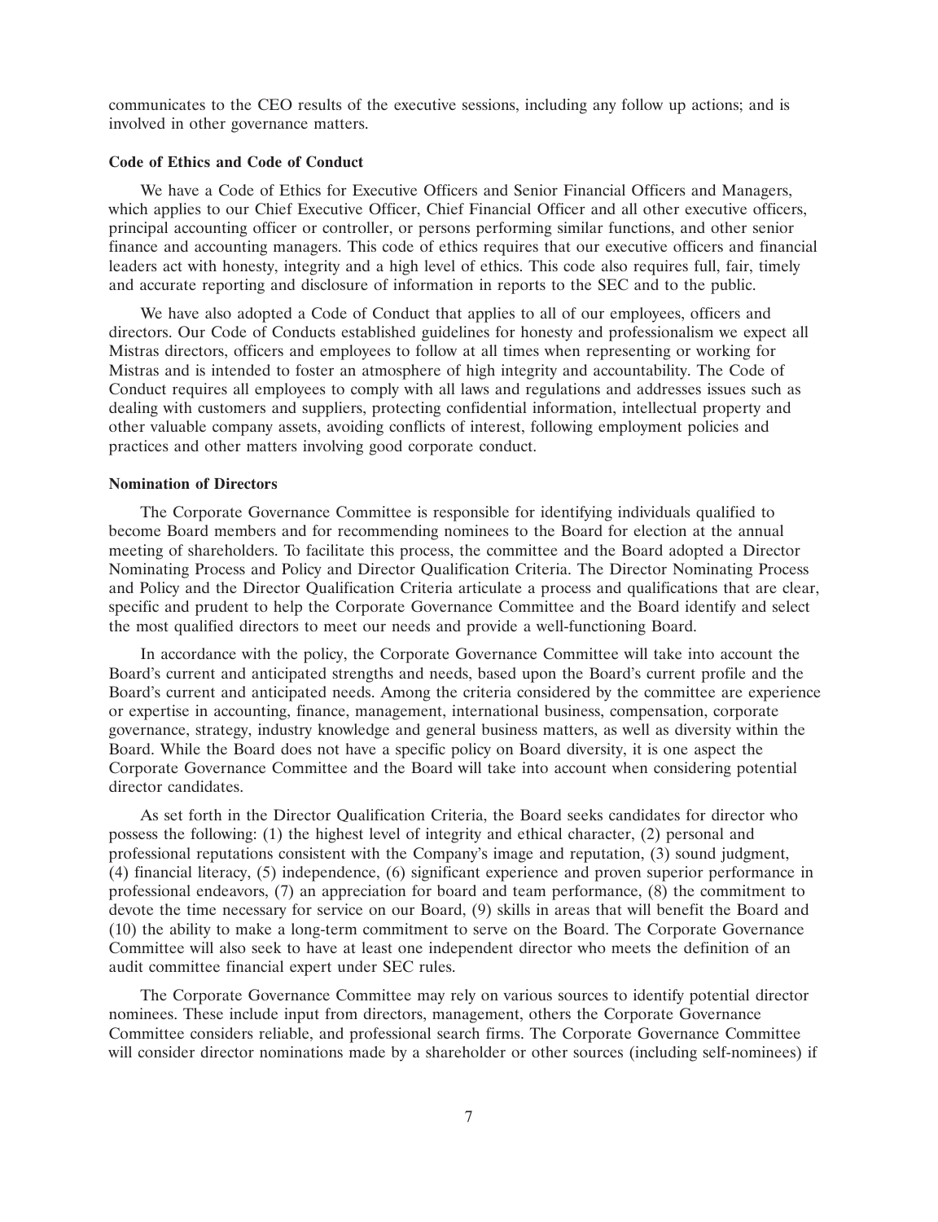communicates to the CEO results of the executive sessions, including any follow up actions; and is involved in other governance matters.

**Code of Ethics and Code of Conduct**

We have a Code of Ethics for Executive Officers and Senior Financial Officers and Managers, which applies to our Chief Executive Officer, Chief Financial Officer and all other executive officers, principal accounting officer or controller, or persons performing similar functions, and other senior finance and accounting managers. This code of ethics requires that our executive officers and financial leaders act with honesty, integrity and a high level of ethics. This code also requires full, fair, timely and accurate reporting and disclosure of information in reports to the SEC and to the public.

We have also adopted a Code of Conduct that applies to all of our employees, officers and directors. Our Code of Conducts established guidelines for honesty and professionalism we expect all Mistras directors, officers and employees to follow at all times when representing or working for Mistras and is intended to foster an atmosphere of high integrity and accountability. The Code of Conduct requires all employees to comply with all laws and regulations and addresses issues such as dealing with customers and suppliers, protecting confidential information, intellectual property and other valuable company assets, avoiding conflicts of interest, following employment policies and practices and other matters involving good corporate conduct.

**Nomination of Directors**

The Corporate Governance Committee is responsible for identifying individuals qualified to become Board members and for recommending nominees to the Board for election at the annual meeting of shareholders. To facilitate this process, the committee and the Board adopted a Director Nominating Process and Policy and Director Qualification Criteria. The Director Nominating Process and Policy and the Director Qualification Criteria articulate a process and qualifications that are clear, specific and prudent to help the Corporate Governance Committee and the Board identify and select the most qualified directors to meet our needs and provide a well-functioning Board.

In accordance with the policy, the Corporate Governance Committee will take into account the Board's current and anticipated strengths and needs, based upon the Board's current profile and the Board's current and anticipated needs. Among the criteria considered by the committee are experience or expertise in accounting, finance, management, international business, compensation, corporate governance, strategy, industry knowledge and general business matters, as well as diversity within the Board. While the Board does not have a specific policy on Board diversity, it is one aspect the Corporate Governance Committee and the Board will take into account when considering potential director candidates.

As set forth in the Director Qualification Criteria, the Board seeks candidates for director who possess the following: (1) the highest level of integrity and ethical character, (2) personal and professional reputations consistent with the Company's image and reputation, (3) sound judgment, (4) financial literacy, (5) independence, (6) significant experience and proven superior performance in professional endeavors, (7) an appreciation for board and team performance, (8) the commitment to devote the time necessary for service on our Board, (9) skills in areas that will benefit the Board and (10) the ability to make a long-term commitment to serve on the Board. The Corporate Governance Committee will also seek to have at least one independent director who meets the definition of an audit committee financial expert under SEC rules.

The Corporate Governance Committee may rely on various sources to identify potential director nominees. These include input from directors, management, others the Corporate Governance Committee considers reliable, and professional search firms. The Corporate Governance Committee will consider director nominations made by a shareholder or other sources (including self-nominees) if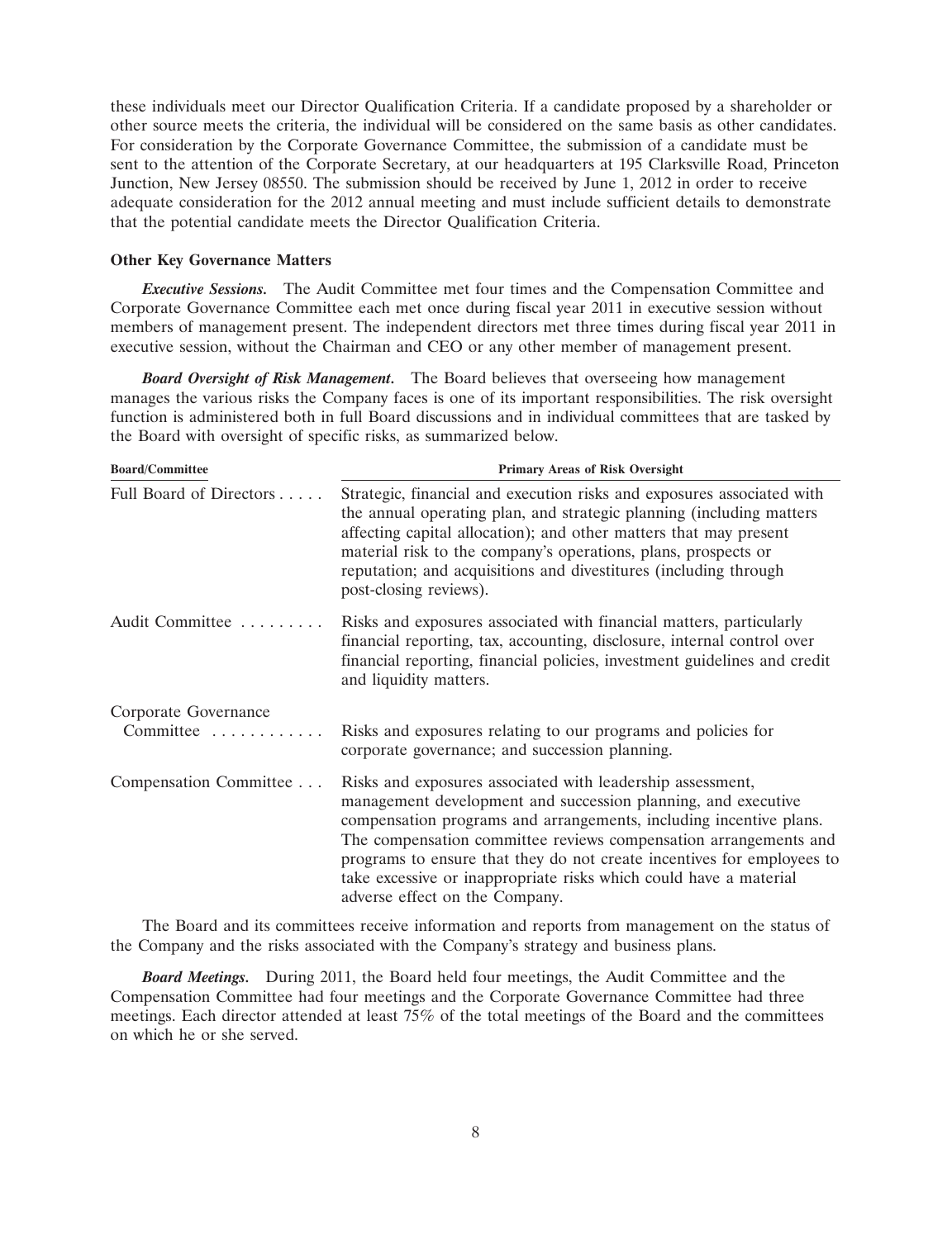these individuals meet our Director Qualification Criteria. If a candidate proposed by a shareholder or other source meets the criteria, the individual will be considered on the same basis as other candidates. For consideration by the Corporate Governance Committee, the submission of a candidate must be sent to the attention of the Corporate Secretary, at our headquarters at 195 Clarksville Road, Princeton Junction, New Jersey 08550. The submission should be received by June 1, 2012 in order to receive adequate consideration for the 2012 annual meeting and must include sufficient details to demonstrate that the potential candidate meets the Director Qualification Criteria.

**Other Key Governance Matters**

***Executive Sessions.*** The Audit Committee met four times and the Compensation Committee and Corporate Governance Committee each met once during fiscal year 2011 in executive session without members of management present. The independent directors met three times during fiscal year 2011 in executive session, without the Chairman and CEO or any other member of management present.

***Board Oversight of Risk Management.*** The Board believes that overseeing how management manages the various risks the Company faces is one of its important responsibilities. The risk oversight function is administered both in full Board discussions and in individual committees that are tasked by the Board with oversight of specific risks, as summarized below.

| Board/Committee | Primary Areas of Risk Oversight |
|---|---|
| Full Board of Directors | Strategic, financial and execution risks and exposures associated with the annual operating plan, and strategic planning (including matters affecting capital allocation); and other matters that may present material risk to the company's operations, plans, prospects or reputation; and acquisitions and divestitures (including through post-closing reviews). |
| Audit Committee | Risks and exposures associated with financial matters, particularly financial reporting, tax, accounting, disclosure, internal control over financial reporting, financial policies, investment guidelines and credit and liquidity matters. |
| Corporate Governance Committee | Risks and exposures relating to our programs and policies for corporate governance; and succession planning. |
| Compensation Committee | Risks and exposures associated with leadership assessment, management development and succession planning, and executive compensation programs and arrangements, including incentive plans. The compensation committee reviews compensation arrangements and programs to ensure that they do not create incentives for employees to take excessive or inappropriate risks which could have a material adverse effect on the Company. |

The Board and its committees receive information and reports from management on the status of the Company and the risks associated with the Company's strategy and business plans.

***Board Meetings.*** During 2011, the Board held four meetings, the Audit Committee and the Compensation Committee had four meetings and the Corporate Governance Committee had three meetings. Each director attended at least 75% of the total meetings of the Board and the committees on which he or she served.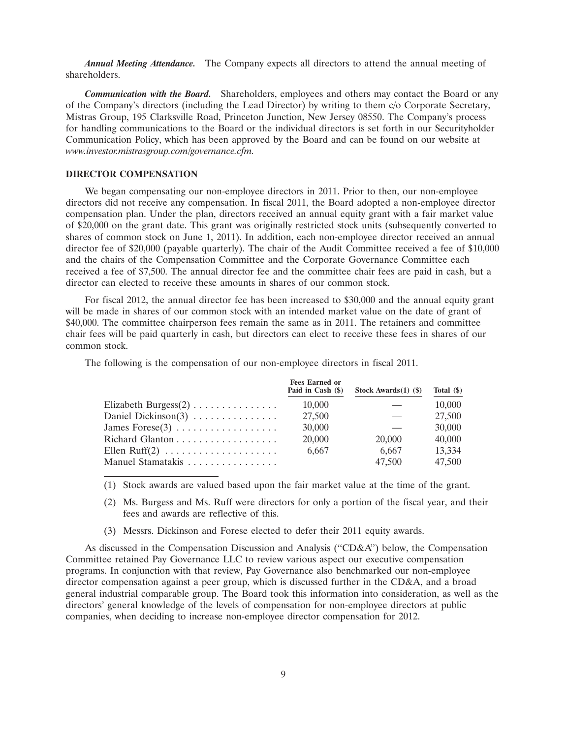***Annual Meeting Attendance.*** The Company expects all directors to attend the annual meeting of shareholders.

***Communication with the Board.*** Shareholders, employees and others may contact the Board or any of the Company's directors (including the Lead Director) by writing to them c/o Corporate Secretary, Mistras Group, 195 Clarksville Road, Princeton Junction, New Jersey 08550. The Company's process for handling communications to the Board or the individual directors is set forth in our Securityholder Communication Policy, which has been approved by the Board and can be found on our website at *www.investor.mistrasgroup.com/governance.cfm.*

**DIRECTOR COMPENSATION**

We began compensating our non-employee directors in 2011. Prior to then, our non-employee directors did not receive any compensation. In fiscal 2011, the Board adopted a non-employee director compensation plan. Under the plan, directors received an annual equity grant with a fair market value of $20,000 on the grant date. This grant was originally restricted stock units (subsequently converted to shares of common stock on June 1, 2011). In addition, each non-employee director received an annual director fee of $20,000 (payable quarterly). The chair of the Audit Committee received a fee of $10,000 and the chairs of the Compensation Committee and the Corporate Governance Committee each received a fee of $7,500. The annual director fee and the committee chair fees are paid in cash, but a director can elected to receive these amounts in shares of our common stock.

For fiscal 2012, the annual director fee has been increased to $30,000 and the annual equity grant will be made in shares of our common stock with an intended market value on the date of grant of $40,000. The committee chairperson fees remain the same as in 2011. The retainers and committee chair fees will be paid quarterly in cash, but directors can elect to receive these fees in shares of our common stock.

The following is the compensation of our non-employee directors in fiscal 2011.

| | Fees Earned or Paid in Cash ($) | Stock Awards(1) ($) | Total ($) |
|---|---|---|---|
| Elizabeth Burgess(2) | 10,000 | — | 10,000 |
| Daniel Dickinson(3) | 27,500 | — | 27,500 |
| James Forese(3) | 30,000 | — | 30,000 |
| Richard Glanton | 20,000 | 20,000 | 40,000 |
| Ellen Ruff(2) | 6,667 | 6,667 | 13,334 |
| Manuel Stamatakis | | 47,500 | 47,500 |

(1) Stock awards are valued based upon the fair market value at the time of the grant.

(2) Ms. Burgess and Ms. Ruff were directors for only a portion of the fiscal year, and their fees and awards are reflective of this.

(3) Messrs. Dickinson and Forese elected to defer their 2011 equity awards.

As discussed in the Compensation Discussion and Analysis (''CD&A'') below, the Compensation Committee retained Pay Governance LLC to review various aspect our executive compensation programs. In conjunction with that review, Pay Governance also benchmarked our non-employee director compensation against a peer group, which is discussed further in the CD&A, and a broad general industrial comparable group. The Board took this information into consideration, as well as the directors' general knowledge of the levels of compensation for non-employee directors at public companies, when deciding to increase non-employee director compensation for 2012.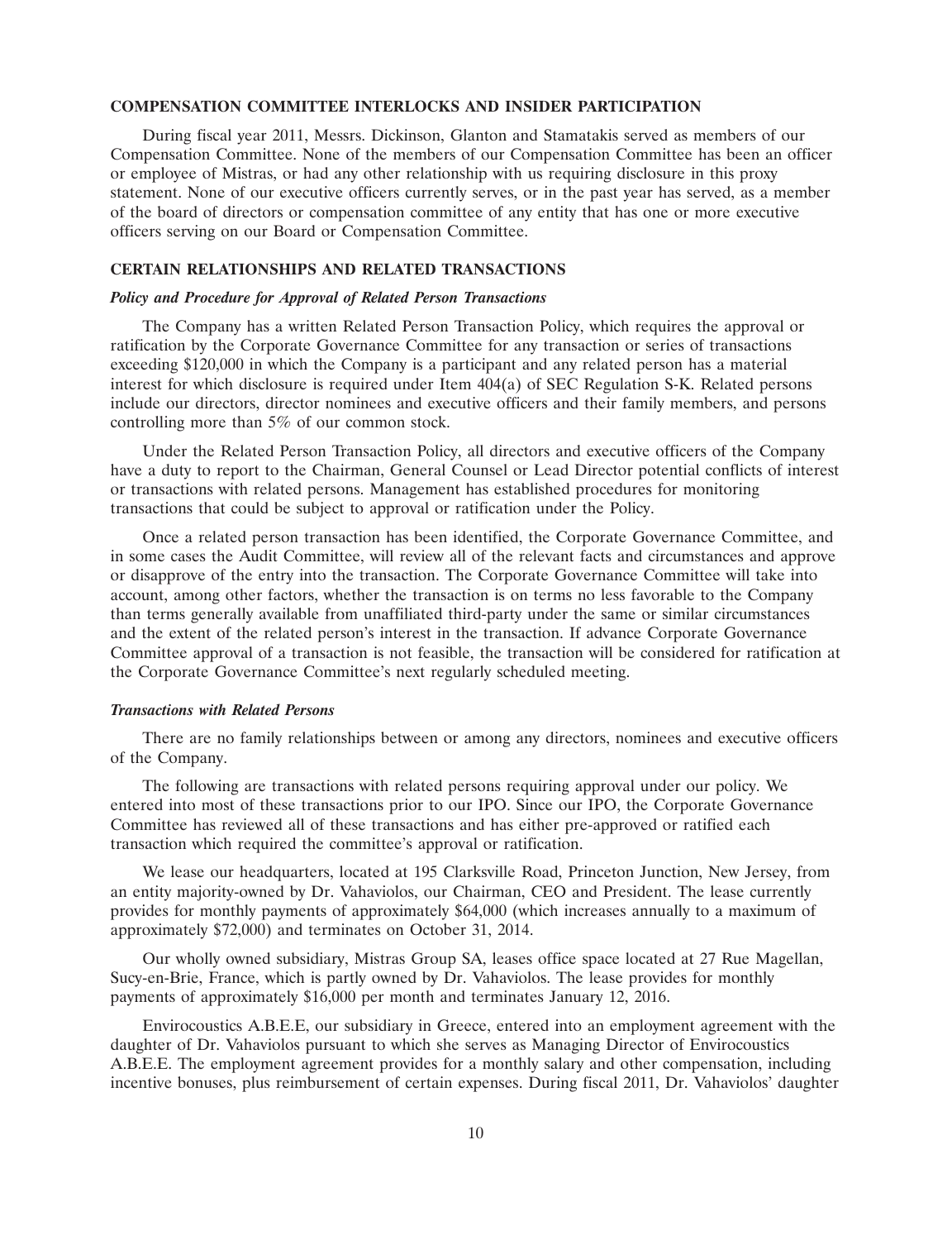## COMPENSATION COMMITTEE INTERLOCKS AND INSIDER PARTICIPATION

During fiscal year 2011, Messrs. Dickinson, Glanton and Stamatakis served as members of our Compensation Committee. None of the members of our Compensation Committee has been an officer or employee of Mistras, or had any other relationship with us requiring disclosure in this proxy statement. None of our executive officers currently serves, or in the past year has served, as a member of the board of directors or compensation committee of any entity that has one or more executive officers serving on our Board or Compensation Committee.

## CERTAIN RELATIONSHIPS AND RELATED TRANSACTIONS

### *Policy and Procedure for Approval of Related Person Transactions*

The Company has a written Related Person Transaction Policy, which requires the approval or ratification by the Corporate Governance Committee for any transaction or series of transactions exceeding $120,000 in which the Company is a participant and any related person has a material interest for which disclosure is required under Item 404(a) of SEC Regulation S-K. Related persons include our directors, director nominees and executive officers and their family members, and persons controlling more than 5% of our common stock.

Under the Related Person Transaction Policy, all directors and executive officers of the Company have a duty to report to the Chairman, General Counsel or Lead Director potential conflicts of interest or transactions with related persons. Management has established procedures for monitoring transactions that could be subject to approval or ratification under the Policy.

Once a related person transaction has been identified, the Corporate Governance Committee, and in some cases the Audit Committee, will review all of the relevant facts and circumstances and approve or disapprove of the entry into the transaction. The Corporate Governance Committee will take into account, among other factors, whether the transaction is on terms no less favorable to the Company than terms generally available from unaffiliated third-party under the same or similar circumstances and the extent of the related person's interest in the transaction. If advance Corporate Governance Committee approval of a transaction is not feasible, the transaction will be considered for ratification at the Corporate Governance Committee's next regularly scheduled meeting.

### *Transactions with Related Persons*

There are no family relationships between or among any directors, nominees and executive officers of the Company.

The following are transactions with related persons requiring approval under our policy. We entered into most of these transactions prior to our IPO. Since our IPO, the Corporate Governance Committee has reviewed all of these transactions and has either pre-approved or ratified each transaction which required the committee's approval or ratification.

We lease our headquarters, located at 195 Clarksville Road, Princeton Junction, New Jersey, from an entity majority-owned by Dr. Vahaviolos, our Chairman, CEO and President. The lease currently provides for monthly payments of approximately $64,000 (which increases annually to a maximum of approximately $72,000) and terminates on October 31, 2014.

Our wholly owned subsidiary, Mistras Group SA, leases office space located at 27 Rue Magellan, Sucy-en-Brie, France, which is partly owned by Dr. Vahaviolos. The lease provides for monthly payments of approximately $16,000 per month and terminates January 12, 2016.

Envirocoustics A.B.E.E, our subsidiary in Greece, entered into an employment agreement with the daughter of Dr. Vahaviolos pursuant to which she serves as Managing Director of Envirocoustics A.B.E.E. The employment agreement provides for a monthly salary and other compensation, including incentive bonuses, plus reimbursement of certain expenses. During fiscal 2011, Dr. Vahaviolos' daughter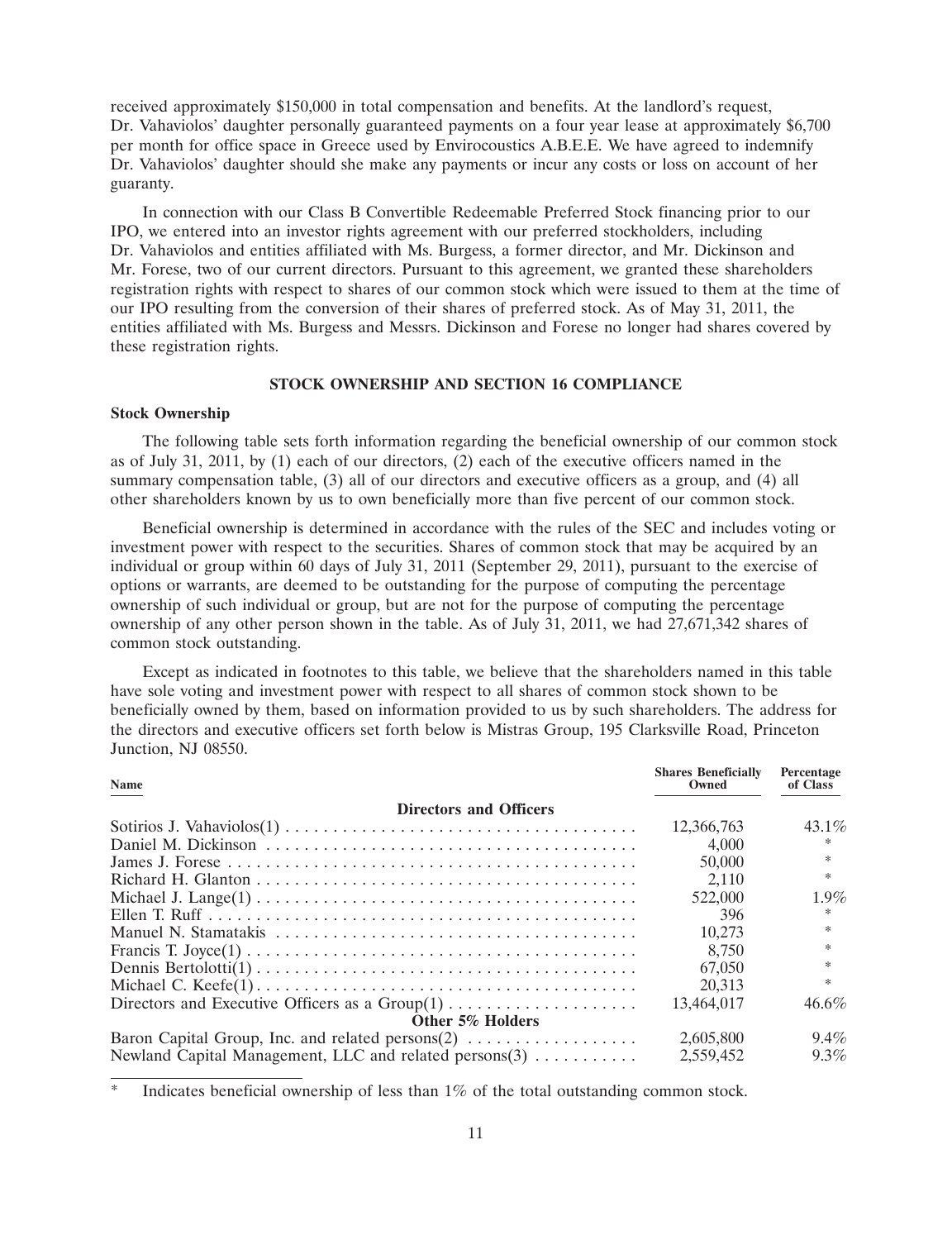received approximately $150,000 in total compensation and benefits. At the landlord's request, Dr. Vahaviolos' daughter personally guaranteed payments on a four year lease at approximately $6,700 per month for office space in Greece used by Envirocoustics A.B.E.E. We have agreed to indemnify Dr. Vahaviolos' daughter should she make any payments or incur any costs or loss on account of her guaranty.

In connection with our Class B Convertible Redeemable Preferred Stock financing prior to our IPO, we entered into an investor rights agreement with our preferred stockholders, including Dr. Vahaviolos and entities affiliated with Ms. Burgess, a former director, and Mr. Dickinson and Mr. Forese, two of our current directors. Pursuant to this agreement, we granted these shareholders registration rights with respect to shares of our common stock which were issued to them at the time of our IPO resulting from the conversion of their shares of preferred stock. As of May 31, 2011, the entities affiliated with Ms. Burgess and Messrs. Dickinson and Forese no longer had shares covered by these registration rights.

## STOCK OWNERSHIP AND SECTION 16 COMPLIANCE

### Stock Ownership

The following table sets forth information regarding the beneficial ownership of our common stock as of July 31, 2011, by (1) each of our directors, (2) each of the executive officers named in the summary compensation table, (3) all of our directors and executive officers as a group, and (4) all other shareholders known by us to own beneficially more than five percent of our common stock.

Beneficial ownership is determined in accordance with the rules of the SEC and includes voting or investment power with respect to the securities. Shares of common stock that may be acquired by an individual or group within 60 days of July 31, 2011 (September 29, 2011), pursuant to the exercise of options or warrants, are deemed to be outstanding for the purpose of computing the percentage ownership of such individual or group, but are not for the purpose of computing the percentage ownership of any other person shown in the table. As of July 31, 2011, we had 27,671,342 shares of common stock outstanding.

Except as indicated in footnotes to this table, we believe that the shareholders named in this table have sole voting and investment power with respect to all shares of common stock shown to be beneficially owned by them, based on information provided to us by such shareholders. The address for the directors and executive officers set forth below is Mistras Group, 195 Clarksville Road, Princeton Junction, NJ 08550.

| Name | Shares Beneficially Owned | Percentage of Class |
|---|---|---|
| **Directors and Officers** | | |
| Sotirios J. Vahaviolos(1) | 12,366,763 | 43.1% |
| Daniel M. Dickinson | 4,000 | * |
| James J. Forese | 50,000 | * |
| Richard H. Glanton | 2,110 | * |
| Michael J. Lange(1) | 522,000 | 1.9% |
| Ellen T. Ruff | 396 | * |
| Manuel N. Stamatakis | 10,273 | * |
| Francis T. Joyce(1) | 8,750 | * |
| Dennis Bertolotti(1) | 67,050 | * |
| Michael C. Keefe(1) | 20,313 | * |
| Directors and Executive Officers as a Group(1) | 13,464,017 | 46.6% |
| **Other 5% Holders** | | |
| Baron Capital Group, Inc. and related persons(2) | 2,605,800 | 9.4% |
| Newland Capital Management, LLC and related persons(3) | 2,559,452 | 9.3% |

\* Indicates beneficial ownership of less than 1% of the total outstanding common stock.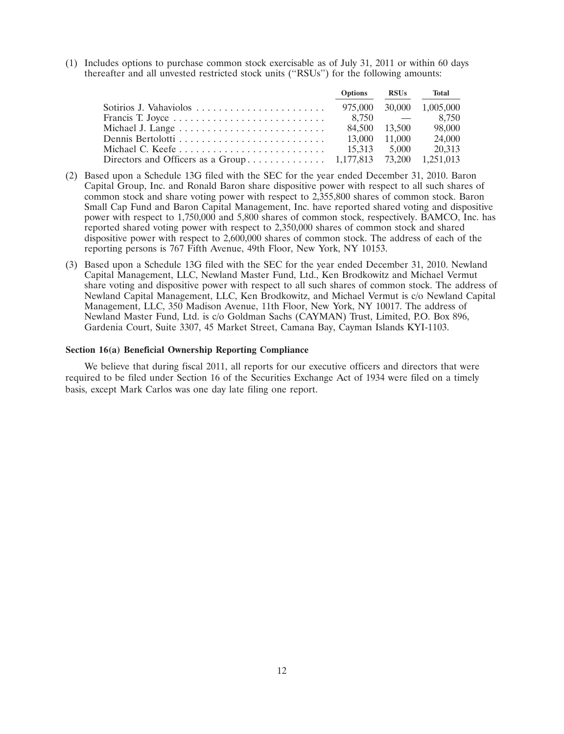(1) Includes options to purchase common stock exercisable as of July 31, 2011 or within 60 days thereafter and all unvested restricted stock units ("RSUs") for the following amounts:

| | Options | RSUs | Total |
|---|---|---|---|
| Sotirios J. Vahaviolos | 975,000 | 30,000 | 1,005,000 |
| Francis T. Joyce | 8,750 | — | 8,750 |
| Michael J. Lange | 84,500 | 13,500 | 98,000 |
| Dennis Bertolotti | 13,000 | 11,000 | 24,000 |
| Michael C. Keefe | 15,313 | 5,000 | 20,313 |
| Directors and Officers as a Group | 1,177,813 | 73,200 | 1,251,013 |

(2) Based upon a Schedule 13G filed with the SEC for the year ended December 31, 2010. Baron Capital Group, Inc. and Ronald Baron share dispositive power with respect to all such shares of common stock and share voting power with respect to 2,355,800 shares of common stock. Baron Small Cap Fund and Baron Capital Management, Inc. have reported shared voting and dispositive power with respect to 1,750,000 and 5,800 shares of common stock, respectively. BAMCO, Inc. has reported shared voting power with respect to 2,350,000 shares of common stock and shared dispositive power with respect to 2,600,000 shares of common stock. The address of each of the reporting persons is 767 Fifth Avenue, 49th Floor, New York, NY 10153.

(3) Based upon a Schedule 13G filed with the SEC for the year ended December 31, 2010. Newland Capital Management, LLC, Newland Master Fund, Ltd., Ken Brodkowitz and Michael Vermut share voting and dispositive power with respect to all such shares of common stock. The address of Newland Capital Management, LLC, Ken Brodkowitz, and Michael Vermut is c/o Newland Capital Management, LLC, 350 Madison Avenue, 11th Floor, New York, NY 10017. The address of Newland Master Fund, Ltd. is c/o Goldman Sachs (CAYMAN) Trust, Limited, P.O. Box 896, Gardenia Court, Suite 3307, 45 Market Street, Camana Bay, Cayman Islands KYI-1103.

**Section 16(a) Beneficial Ownership Reporting Compliance**

We believe that during fiscal 2011, all reports for our executive officers and directors that were required to be filed under Section 16 of the Securities Exchange Act of 1934 were filed on a timely basis, except Mark Carlos was one day late filing one report.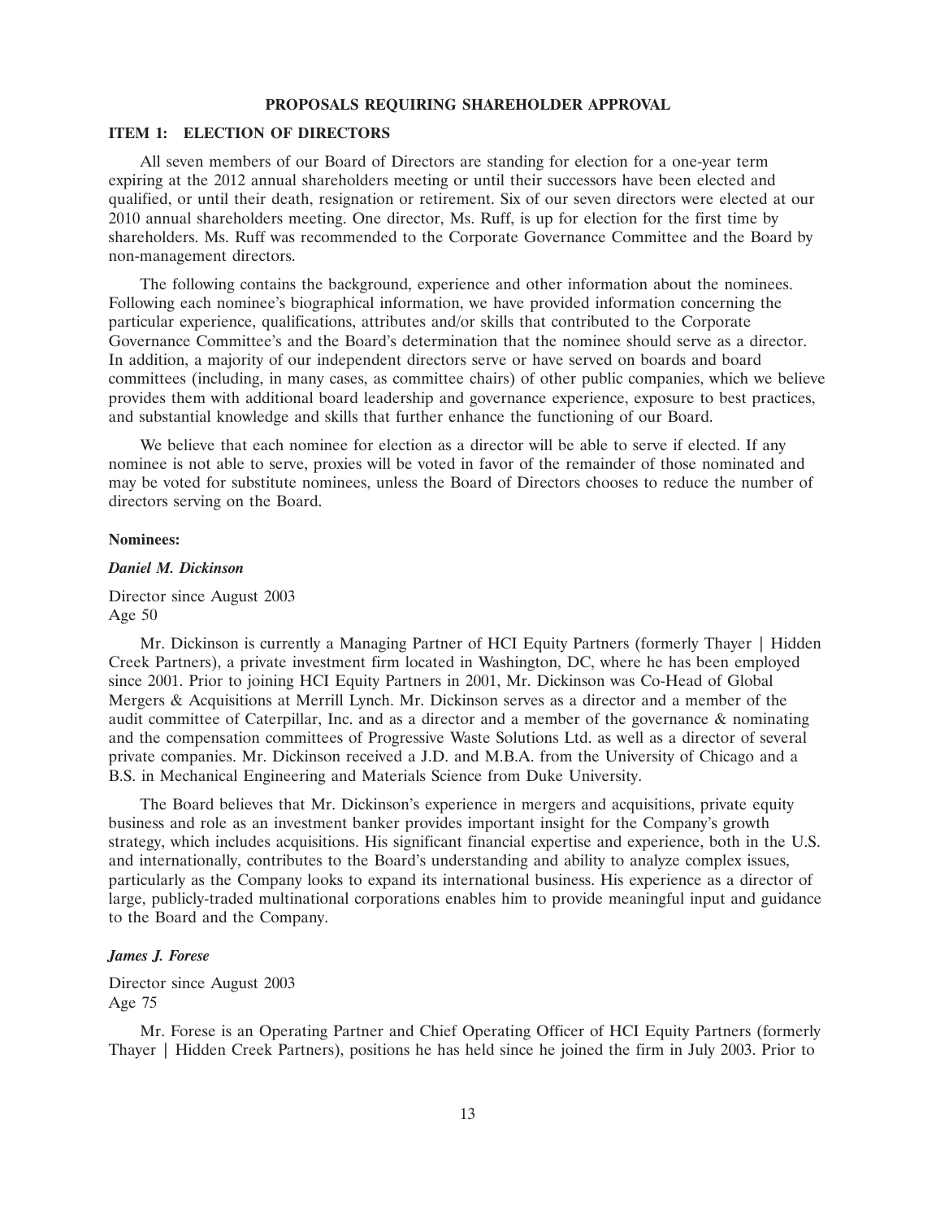## PROPOSALS REQUIRING SHAREHOLDER APPROVAL

### ITEM 1: ELECTION OF DIRECTORS

All seven members of our Board of Directors are standing for election for a one-year term expiring at the 2012 annual shareholders meeting or until their successors have been elected and qualified, or until their death, resignation or retirement. Six of our seven directors were elected at our 2010 annual shareholders meeting. One director, Ms. Ruff, is up for election for the first time by shareholders. Ms. Ruff was recommended to the Corporate Governance Committee and the Board by non-management directors.

The following contains the background, experience and other information about the nominees. Following each nominee's biographical information, we have provided information concerning the particular experience, qualifications, attributes and/or skills that contributed to the Corporate Governance Committee's and the Board's determination that the nominee should serve as a director. In addition, a majority of our independent directors serve or have served on boards and board committees (including, in many cases, as committee chairs) of other public companies, which we believe provides them with additional board leadership and governance experience, exposure to best practices, and substantial knowledge and skills that further enhance the functioning of our Board.

We believe that each nominee for election as a director will be able to serve if elected. If any nominee is not able to serve, proxies will be voted in favor of the remainder of those nominated and may be voted for substitute nominees, unless the Board of Directors chooses to reduce the number of directors serving on the Board.

**Nominees:**

***Daniel M. Dickinson***

Director since August 2003
Age 50

Mr. Dickinson is currently a Managing Partner of HCI Equity Partners (formerly Thayer | Hidden Creek Partners), a private investment firm located in Washington, DC, where he has been employed since 2001. Prior to joining HCI Equity Partners in 2001, Mr. Dickinson was Co-Head of Global Mergers & Acquisitions at Merrill Lynch. Mr. Dickinson serves as a director and a member of the audit committee of Caterpillar, Inc. and as a director and a member of the governance & nominating and the compensation committees of Progressive Waste Solutions Ltd. as well as a director of several private companies. Mr. Dickinson received a J.D. and M.B.A. from the University of Chicago and a B.S. in Mechanical Engineering and Materials Science from Duke University.

The Board believes that Mr. Dickinson's experience in mergers and acquisitions, private equity business and role as an investment banker provides important insight for the Company's growth strategy, which includes acquisitions. His significant financial expertise and experience, both in the U.S. and internationally, contributes to the Board's understanding and ability to analyze complex issues, particularly as the Company looks to expand its international business. His experience as a director of large, publicly-traded multinational corporations enables him to provide meaningful input and guidance to the Board and the Company.

***James J. Forese***

Director since August 2003
Age 75

Mr. Forese is an Operating Partner and Chief Operating Officer of HCI Equity Partners (formerly Thayer | Hidden Creek Partners), positions he has held since he joined the firm in July 2003. Prior to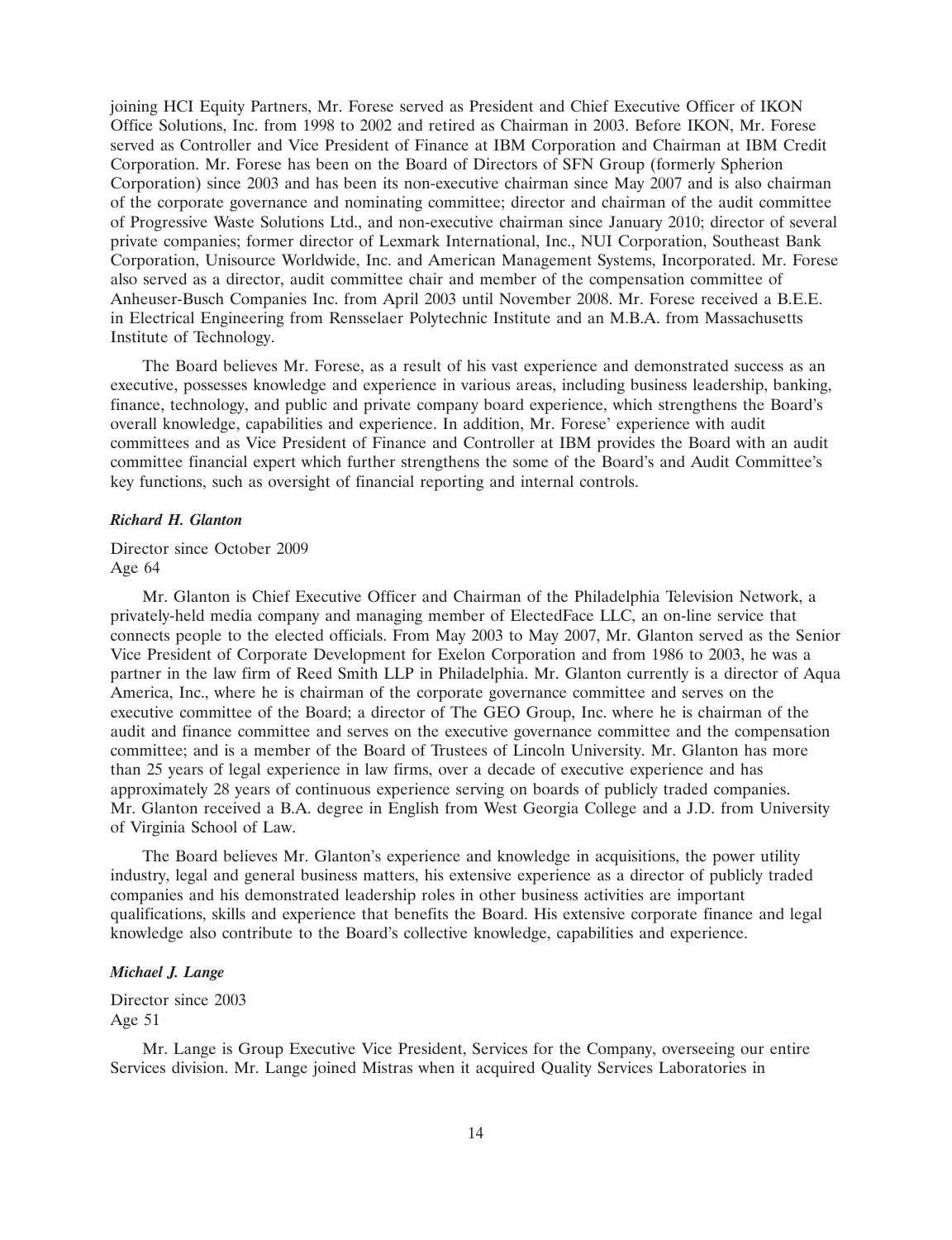joining HCI Equity Partners, Mr. Forese served as President and Chief Executive Officer of IKON Office Solutions, Inc. from 1998 to 2002 and retired as Chairman in 2003. Before IKON, Mr. Forese served as Controller and Vice President of Finance at IBM Corporation and Chairman at IBM Credit Corporation. Mr. Forese has been on the Board of Directors of SFN Group (formerly Spherion Corporation) since 2003 and has been its non-executive chairman since May 2007 and is also chairman of the corporate governance and nominating committee; director and chairman of the audit committee of Progressive Waste Solutions Ltd., and non-executive chairman since January 2010; director of several private companies; former director of Lexmark International, Inc., NUI Corporation, Southeast Bank Corporation, Unisource Worldwide, Inc. and American Management Systems, Incorporated. Mr. Forese also served as a director, audit committee chair and member of the compensation committee of Anheuser-Busch Companies Inc. from April 2003 until November 2008. Mr. Forese received a B.E.E. in Electrical Engineering from Rensselaer Polytechnic Institute and an M.B.A. from Massachusetts Institute of Technology.

The Board believes Mr. Forese, as a result of his vast experience and demonstrated success as an executive, possesses knowledge and experience in various areas, including business leadership, banking, finance, technology, and public and private company board experience, which strengthens the Board's overall knowledge, capabilities and experience. In addition, Mr. Forese' experience with audit committees and as Vice President of Finance and Controller at IBM provides the Board with an audit committee financial expert which further strengthens the some of the Board's and Audit Committee's key functions, such as oversight of financial reporting and internal controls.

***Richard H. Glanton***

Director since October 2009
Age 64

Mr. Glanton is Chief Executive Officer and Chairman of the Philadelphia Television Network, a privately-held media company and managing member of ElectedFace LLC, an on-line service that connects people to the elected officials. From May 2003 to May 2007, Mr. Glanton served as the Senior Vice President of Corporate Development for Exelon Corporation and from 1986 to 2003, he was a partner in the law firm of Reed Smith LLP in Philadelphia. Mr. Glanton currently is a director of Aqua America, Inc., where he is chairman of the corporate governance committee and serves on the executive committee of the Board; a director of The GEO Group, Inc. where he is chairman of the audit and finance committee and serves on the executive governance committee and the compensation committee; and is a member of the Board of Trustees of Lincoln University. Mr. Glanton has more than 25 years of legal experience in law firms, over a decade of executive experience and has approximately 28 years of continuous experience serving on boards of publicly traded companies. Mr. Glanton received a B.A. degree in English from West Georgia College and a J.D. from University of Virginia School of Law.

The Board believes Mr. Glanton's experience and knowledge in acquisitions, the power utility industry, legal and general business matters, his extensive experience as a director of publicly traded companies and his demonstrated leadership roles in other business activities are important qualifications, skills and experience that benefits the Board. His extensive corporate finance and legal knowledge also contribute to the Board's collective knowledge, capabilities and experience.

***Michael J. Lange***

Director since 2003
Age 51

Mr. Lange is Group Executive Vice President, Services for the Company, overseeing our entire Services division. Mr. Lange joined Mistras when it acquired Quality Services Laboratories in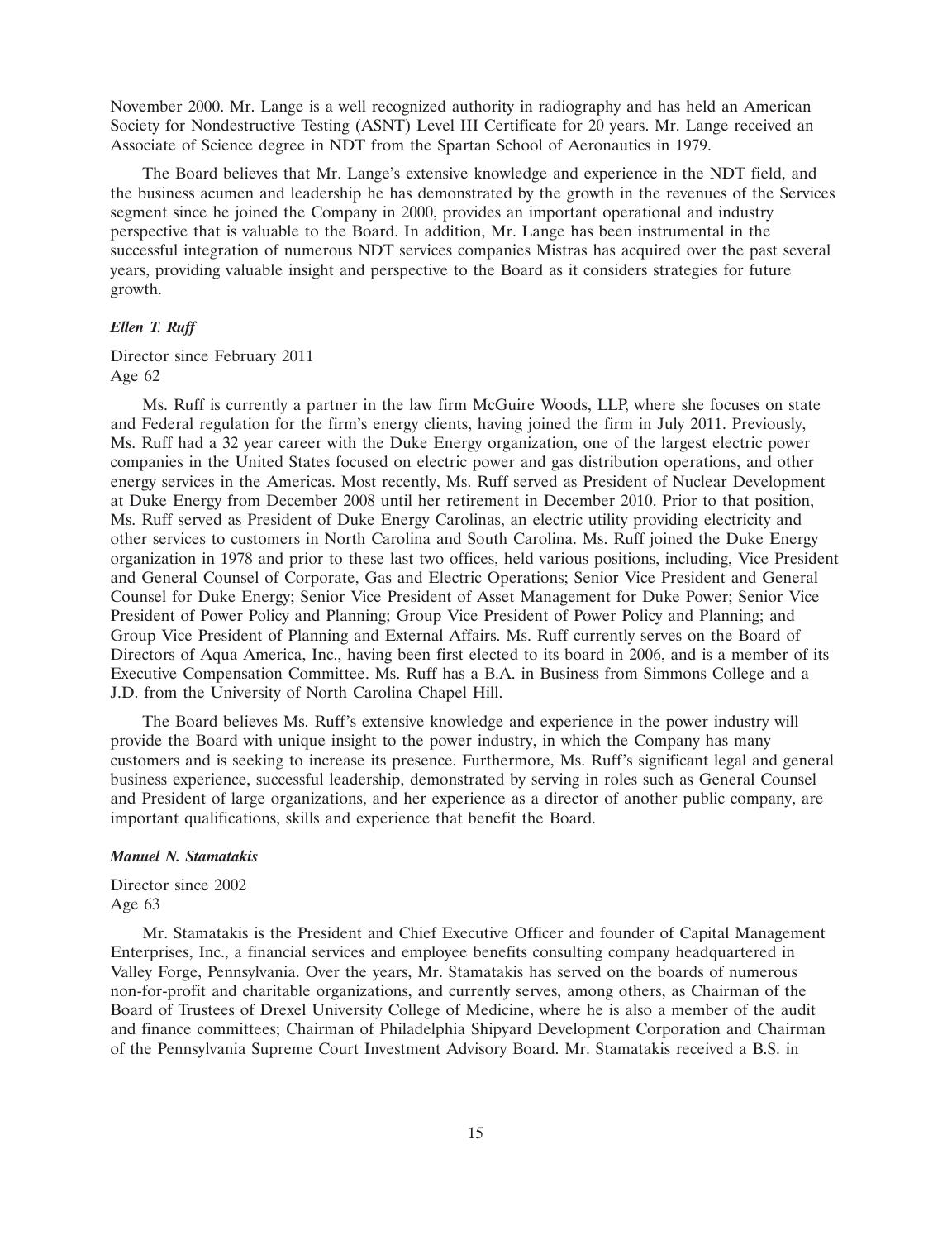November 2000. Mr. Lange is a well recognized authority in radiography and has held an American Society for Nondestructive Testing (ASNT) Level III Certificate for 20 years. Mr. Lange received an Associate of Science degree in NDT from the Spartan School of Aeronautics in 1979.

The Board believes that Mr. Lange's extensive knowledge and experience in the NDT field, and the business acumen and leadership he has demonstrated by the growth in the revenues of the Services segment since he joined the Company in 2000, provides an important operational and industry perspective that is valuable to the Board. In addition, Mr. Lange has been instrumental in the successful integration of numerous NDT services companies Mistras has acquired over the past several years, providing valuable insight and perspective to the Board as it considers strategies for future growth.

***Ellen T. Ruff***

Director since February 2011
Age 62

Ms. Ruff is currently a partner in the law firm McGuire Woods, LLP, where she focuses on state and Federal regulation for the firm's energy clients, having joined the firm in July 2011. Previously, Ms. Ruff had a 32 year career with the Duke Energy organization, one of the largest electric power companies in the United States focused on electric power and gas distribution operations, and other energy services in the Americas. Most recently, Ms. Ruff served as President of Nuclear Development at Duke Energy from December 2008 until her retirement in December 2010. Prior to that position, Ms. Ruff served as President of Duke Energy Carolinas, an electric utility providing electricity and other services to customers in North Carolina and South Carolina. Ms. Ruff joined the Duke Energy organization in 1978 and prior to these last two offices, held various positions, including, Vice President and General Counsel of Corporate, Gas and Electric Operations; Senior Vice President and General Counsel for Duke Energy; Senior Vice President of Asset Management for Duke Power; Senior Vice President of Power Policy and Planning; Group Vice President of Power Policy and Planning; and Group Vice President of Planning and External Affairs. Ms. Ruff currently serves on the Board of Directors of Aqua America, Inc., having been first elected to its board in 2006, and is a member of its Executive Compensation Committee. Ms. Ruff has a B.A. in Business from Simmons College and a J.D. from the University of North Carolina Chapel Hill.

The Board believes Ms. Ruff's extensive knowledge and experience in the power industry will provide the Board with unique insight to the power industry, in which the Company has many customers and is seeking to increase its presence. Furthermore, Ms. Ruff's significant legal and general business experience, successful leadership, demonstrated by serving in roles such as General Counsel and President of large organizations, and her experience as a director of another public company, are important qualifications, skills and experience that benefit the Board.

***Manuel N. Stamatakis***

Director since 2002
Age 63

Mr. Stamatakis is the President and Chief Executive Officer and founder of Capital Management Enterprises, Inc., a financial services and employee benefits consulting company headquartered in Valley Forge, Pennsylvania. Over the years, Mr. Stamatakis has served on the boards of numerous non-for-profit and charitable organizations, and currently serves, among others, as Chairman of the Board of Trustees of Drexel University College of Medicine, where he is also a member of the audit and finance committees; Chairman of Philadelphia Shipyard Development Corporation and Chairman of the Pennsylvania Supreme Court Investment Advisory Board. Mr. Stamatakis received a B.S. in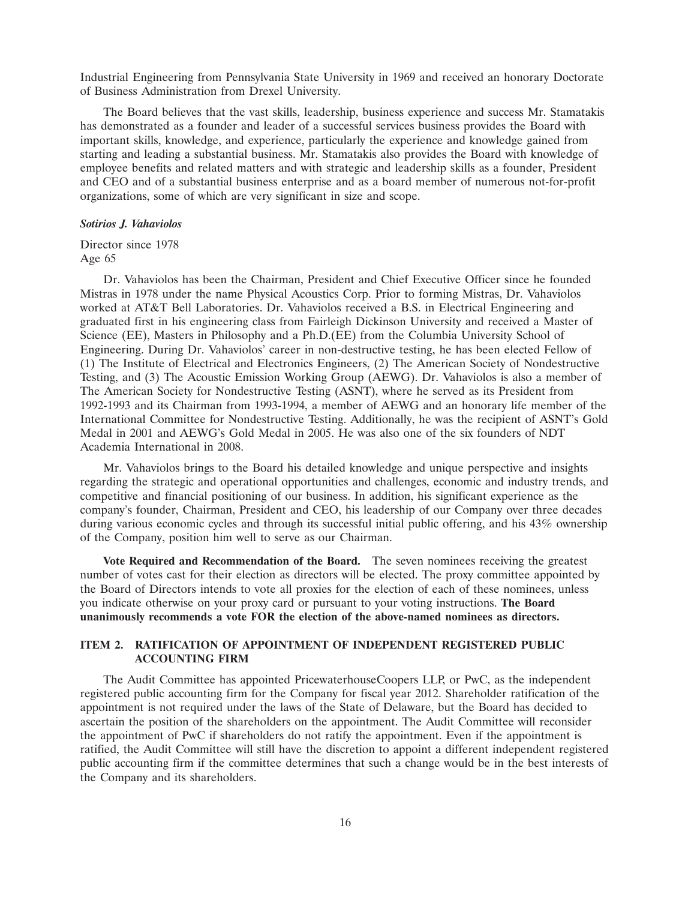Industrial Engineering from Pennsylvania State University in 1969 and received an honorary Doctorate of Business Administration from Drexel University.

The Board believes that the vast skills, leadership, business experience and success Mr. Stamatakis has demonstrated as a founder and leader of a successful services business provides the Board with important skills, knowledge, and experience, particularly the experience and knowledge gained from starting and leading a substantial business. Mr. Stamatakis also provides the Board with knowledge of employee benefits and related matters and with strategic and leadership skills as a founder, President and CEO and of a substantial business enterprise and as a board member of numerous not-for-profit organizations, some of which are very significant in size and scope.

***Sotirios J. Vahaviolos***

Director since 1978
Age 65

Dr. Vahaviolos has been the Chairman, President and Chief Executive Officer since he founded Mistras in 1978 under the name Physical Acoustics Corp. Prior to forming Mistras, Dr. Vahaviolos worked at AT&T Bell Laboratories. Dr. Vahaviolos received a B.S. in Electrical Engineering and graduated first in his engineering class from Fairleigh Dickinson University and received a Master of Science (EE), Masters in Philosophy and a Ph.D.(EE) from the Columbia University School of Engineering. During Dr. Vahaviolos' career in non-destructive testing, he has been elected Fellow of (1) The Institute of Electrical and Electronics Engineers, (2) The American Society of Nondestructive Testing, and (3) The Acoustic Emission Working Group (AEWG). Dr. Vahaviolos is also a member of The American Society for Nondestructive Testing (ASNT), where he served as its President from 1992-1993 and its Chairman from 1993-1994, a member of AEWG and an honorary life member of the International Committee for Nondestructive Testing. Additionally, he was the recipient of ASNT's Gold Medal in 2001 and AEWG's Gold Medal in 2005. He was also one of the six founders of NDT Academia International in 2008.

Mr. Vahaviolos brings to the Board his detailed knowledge and unique perspective and insights regarding the strategic and operational opportunities and challenges, economic and industry trends, and competitive and financial positioning of our business. In addition, his significant experience as the company's founder, Chairman, President and CEO, his leadership of our Company over three decades during various economic cycles and through its successful initial public offering, and his 43% ownership of the Company, position him well to serve as our Chairman.

**Vote Required and Recommendation of the Board.** The seven nominees receiving the greatest number of votes cast for their election as directors will be elected. The proxy committee appointed by the Board of Directors intends to vote all proxies for the election of each of these nominees, unless you indicate otherwise on your proxy card or pursuant to your voting instructions. **The Board unanimously recommends a vote FOR the election of the above-named nominees as directors.**

## ITEM 2. RATIFICATION OF APPOINTMENT OF INDEPENDENT REGISTERED PUBLIC ACCOUNTING FIRM

The Audit Committee has appointed PricewaterhouseCoopers LLP, or PwC, as the independent registered public accounting firm for the Company for fiscal year 2012. Shareholder ratification of the appointment is not required under the laws of the State of Delaware, but the Board has decided to ascertain the position of the shareholders on the appointment. The Audit Committee will reconsider the appointment of PwC if shareholders do not ratify the appointment. Even if the appointment is ratified, the Audit Committee will still have the discretion to appoint a different independent registered public accounting firm if the committee determines that such a change would be in the best interests of the Company and its shareholders.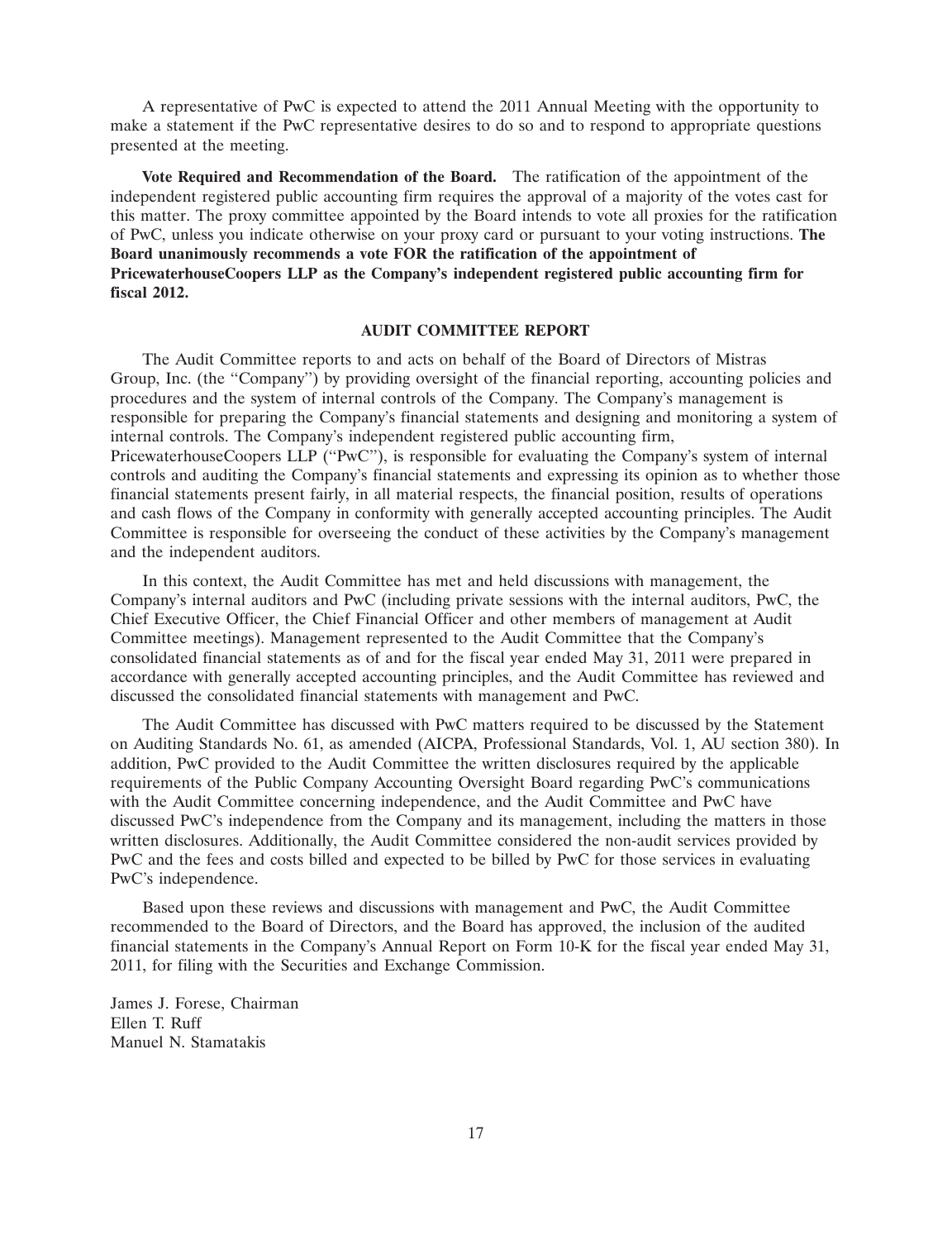A representative of PwC is expected to attend the 2011 Annual Meeting with the opportunity to make a statement if the PwC representative desires to do so and to respond to appropriate questions presented at the meeting.

**Vote Required and Recommendation of the Board.** The ratification of the appointment of the independent registered public accounting firm requires the approval of a majority of the votes cast for this matter. The proxy committee appointed by the Board intends to vote all proxies for the ratification of PwC, unless you indicate otherwise on your proxy card or pursuant to your voting instructions. **The Board unanimously recommends a vote FOR the ratification of the appointment of PricewaterhouseCoopers LLP as the Company's independent registered public accounting firm for fiscal 2012.**

## AUDIT COMMITTEE REPORT

The Audit Committee reports to and acts on behalf of the Board of Directors of Mistras Group, Inc. (the "Company") by providing oversight of the financial reporting, accounting policies and procedures and the system of internal controls of the Company. The Company's management is responsible for preparing the Company's financial statements and designing and monitoring a system of internal controls. The Company's independent registered public accounting firm, PricewaterhouseCoopers LLP ("PwC"), is responsible for evaluating the Company's system of internal controls and auditing the Company's financial statements and expressing its opinion as to whether those financial statements present fairly, in all material respects, the financial position, results of operations and cash flows of the Company in conformity with generally accepted accounting principles. The Audit Committee is responsible for overseeing the conduct of these activities by the Company's management and the independent auditors.

In this context, the Audit Committee has met and held discussions with management, the Company's internal auditors and PwC (including private sessions with the internal auditors, PwC, the Chief Executive Officer, the Chief Financial Officer and other members of management at Audit Committee meetings). Management represented to the Audit Committee that the Company's consolidated financial statements as of and for the fiscal year ended May 31, 2011 were prepared in accordance with generally accepted accounting principles, and the Audit Committee has reviewed and discussed the consolidated financial statements with management and PwC.

The Audit Committee has discussed with PwC matters required to be discussed by the Statement on Auditing Standards No. 61, as amended (AICPA, Professional Standards, Vol. 1, AU section 380). In addition, PwC provided to the Audit Committee the written disclosures required by the applicable requirements of the Public Company Accounting Oversight Board regarding PwC's communications with the Audit Committee concerning independence, and the Audit Committee and PwC have discussed PwC's independence from the Company and its management, including the matters in those written disclosures. Additionally, the Audit Committee considered the non-audit services provided by PwC and the fees and costs billed and expected to be billed by PwC for those services in evaluating PwC's independence.

Based upon these reviews and discussions with management and PwC, the Audit Committee recommended to the Board of Directors, and the Board has approved, the inclusion of the audited financial statements in the Company's Annual Report on Form 10-K for the fiscal year ended May 31, 2011, for filing with the Securities and Exchange Commission.

James J. Forese, Chairman
Ellen T. Ruff
Manuel N. Stamatakis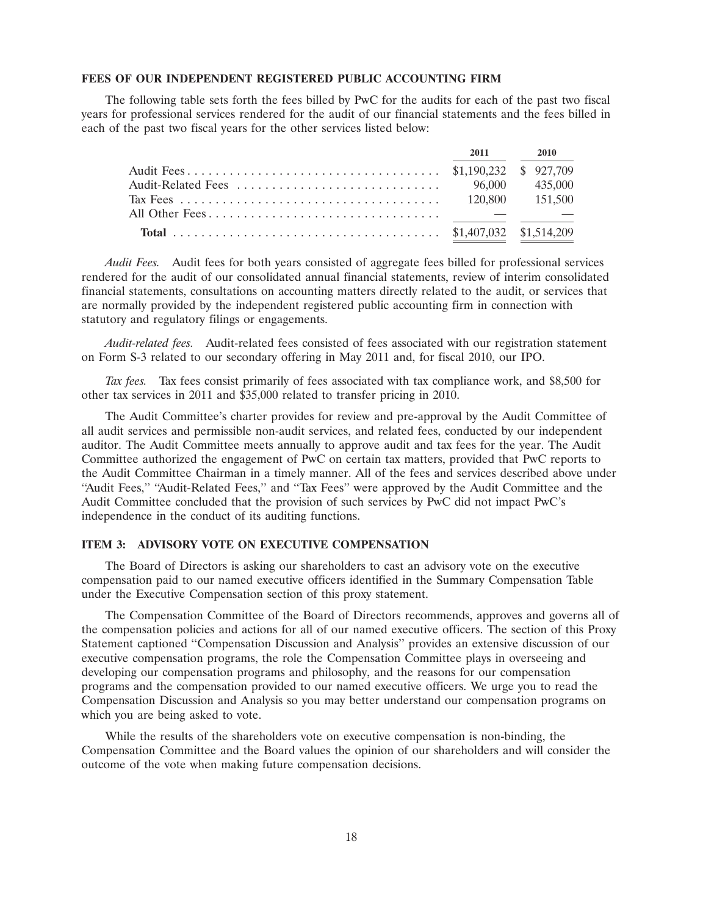### FEES OF OUR INDEPENDENT REGISTERED PUBLIC ACCOUNTING FIRM

The following table sets forth the fees billed by PwC for the audits for each of the past two fiscal years for professional services rendered for the audit of our financial statements and the fees billed in each of the past two fiscal years for the other services listed below:

| | 2011 | 2010 |
|---|---|---|
| Audit Fees | $1,190,232 | $ 927,709 |
| Audit-Related Fees | 96,000 | 435,000 |
| Tax Fees | 120,800 | 151,500 |
| All Other Fees | — | — |
| **Total** | $1,407,032 | $1,514,209 |

*Audit Fees.* Audit fees for both years consisted of aggregate fees billed for professional services rendered for the audit of our consolidated annual financial statements, review of interim consolidated financial statements, consultations on accounting matters directly related to the audit, or services that are normally provided by the independent registered public accounting firm in connection with statutory and regulatory filings or engagements.

*Audit-related fees.* Audit-related fees consisted of fees associated with our registration statement on Form S-3 related to our secondary offering in May 2011 and, for fiscal 2010, our IPO.

*Tax fees.* Tax fees consist primarily of fees associated with tax compliance work, and $8,500 for other tax services in 2011 and $35,000 related to transfer pricing in 2010.

The Audit Committee's charter provides for review and pre-approval by the Audit Committee of all audit services and permissible non-audit services, and related fees, conducted by our independent auditor. The Audit Committee meets annually to approve audit and tax fees for the year. The Audit Committee authorized the engagement of PwC on certain tax matters, provided that PwC reports to the Audit Committee Chairman in a timely manner. All of the fees and services described above under "Audit Fees," "Audit-Related Fees," and "Tax Fees" were approved by the Audit Committee and the Audit Committee concluded that the provision of such services by PwC did not impact PwC's independence in the conduct of its auditing functions.

### ITEM 3: ADVISORY VOTE ON EXECUTIVE COMPENSATION

The Board of Directors is asking our shareholders to cast an advisory vote on the executive compensation paid to our named executive officers identified in the Summary Compensation Table under the Executive Compensation section of this proxy statement.

The Compensation Committee of the Board of Directors recommends, approves and governs all of the compensation policies and actions for all of our named executive officers. The section of this Proxy Statement captioned "Compensation Discussion and Analysis" provides an extensive discussion of our executive compensation programs, the role the Compensation Committee plays in overseeing and developing our compensation programs and philosophy, and the reasons for our compensation programs and the compensation provided to our named executive officers. We urge you to read the Compensation Discussion and Analysis so you may better understand our compensation programs on which you are being asked to vote.

While the results of the shareholders vote on executive compensation is non-binding, the Compensation Committee and the Board values the opinion of our shareholders and will consider the outcome of the vote when making future compensation decisions.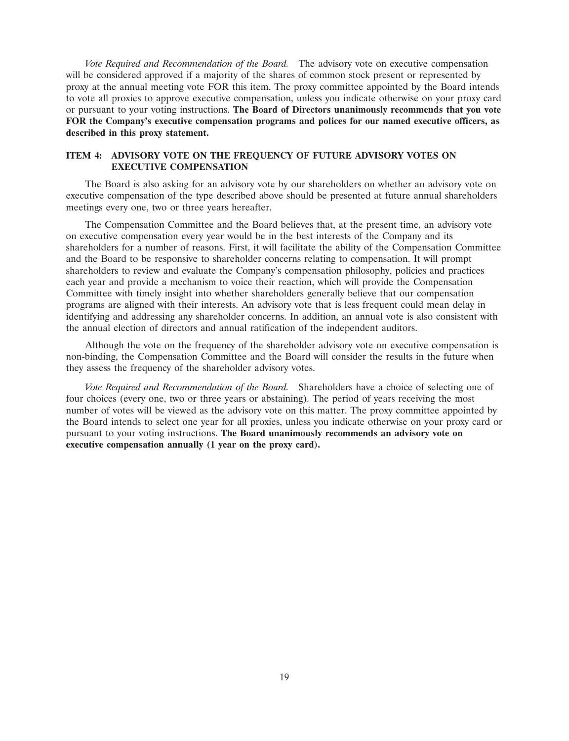*Vote Required and Recommendation of the Board.* The advisory vote on executive compensation will be considered approved if a majority of the shares of common stock present or represented by proxy at the annual meeting vote FOR this item. The proxy committee appointed by the Board intends to vote all proxies to approve executive compensation, unless you indicate otherwise on your proxy card or pursuant to your voting instructions. **The Board of Directors unanimously recommends that you vote FOR the Company's executive compensation programs and polices for our named executive officers, as described in this proxy statement.**

### ITEM 4: ADVISORY VOTE ON THE FREQUENCY OF FUTURE ADVISORY VOTES ON EXECUTIVE COMPENSATION

The Board is also asking for an advisory vote by our shareholders on whether an advisory vote on executive compensation of the type described above should be presented at future annual shareholders meetings every one, two or three years hereafter.

The Compensation Committee and the Board believes that, at the present time, an advisory vote on executive compensation every year would be in the best interests of the Company and its shareholders for a number of reasons. First, it will facilitate the ability of the Compensation Committee and the Board to be responsive to shareholder concerns relating to compensation. It will prompt shareholders to review and evaluate the Company's compensation philosophy, policies and practices each year and provide a mechanism to voice their reaction, which will provide the Compensation Committee with timely insight into whether shareholders generally believe that our compensation programs are aligned with their interests. An advisory vote that is less frequent could mean delay in identifying and addressing any shareholder concerns. In addition, an annual vote is also consistent with the annual election of directors and annual ratification of the independent auditors.

Although the vote on the frequency of the shareholder advisory vote on executive compensation is non-binding, the Compensation Committee and the Board will consider the results in the future when they assess the frequency of the shareholder advisory votes.

*Vote Required and Recommendation of the Board.* Shareholders have a choice of selecting one of four choices (every one, two or three years or abstaining). The period of years receiving the most number of votes will be viewed as the advisory vote on this matter. The proxy committee appointed by the Board intends to select one year for all proxies, unless you indicate otherwise on your proxy card or pursuant to your voting instructions. **The Board unanimously recommends an advisory vote on executive compensation annually (1 year on the proxy card).**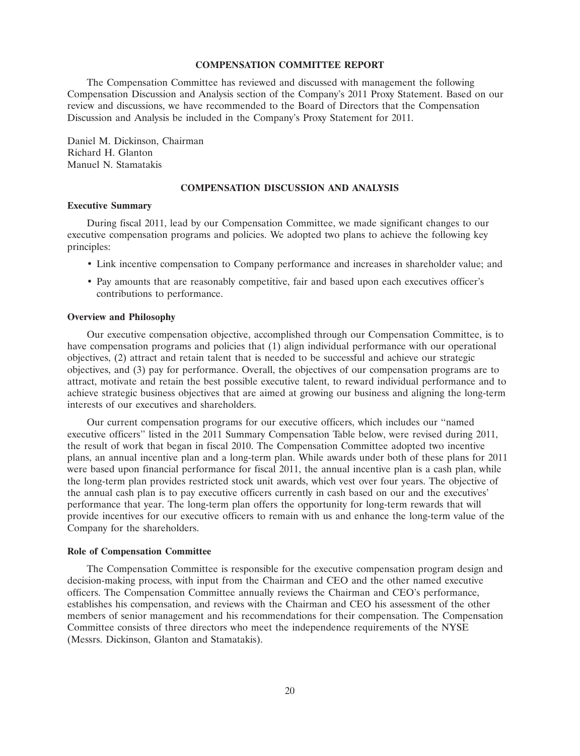## COMPENSATION COMMITTEE REPORT

The Compensation Committee has reviewed and discussed with management the following Compensation Discussion and Analysis section of the Company's 2011 Proxy Statement. Based on our review and discussions, we have recommended to the Board of Directors that the Compensation Discussion and Analysis be included in the Company's Proxy Statement for 2011.

Daniel M. Dickinson, Chairman
Richard H. Glanton
Manuel N. Stamatakis

## COMPENSATION DISCUSSION AND ANALYSIS

### Executive Summary

During fiscal 2011, lead by our Compensation Committee, we made significant changes to our executive compensation programs and policies. We adopted two plans to achieve the following key principles:

- Link incentive compensation to Company performance and increases in shareholder value; and
- Pay amounts that are reasonably competitive, fair and based upon each executives officer's contributions to performance.

### Overview and Philosophy

Our executive compensation objective, accomplished through our Compensation Committee, is to have compensation programs and policies that (1) align individual performance with our operational objectives, (2) attract and retain talent that is needed to be successful and achieve our strategic objectives, and (3) pay for performance. Overall, the objectives of our compensation programs are to attract, motivate and retain the best possible executive talent, to reward individual performance and to achieve strategic business objectives that are aimed at growing our business and aligning the long-term interests of our executives and shareholders.

Our current compensation programs for our executive officers, which includes our "named executive officers" listed in the 2011 Summary Compensation Table below, were revised during 2011, the result of work that began in fiscal 2010. The Compensation Committee adopted two incentive plans, an annual incentive plan and a long-term plan. While awards under both of these plans for 2011 were based upon financial performance for fiscal 2011, the annual incentive plan is a cash plan, while the long-term plan provides restricted stock unit awards, which vest over four years. The objective of the annual cash plan is to pay executive officers currently in cash based on our and the executives' performance that year. The long-term plan offers the opportunity for long-term rewards that will provide incentives for our executive officers to remain with us and enhance the long-term value of the Company for the shareholders.

### Role of Compensation Committee

The Compensation Committee is responsible for the executive compensation program design and decision-making process, with input from the Chairman and CEO and the other named executive officers. The Compensation Committee annually reviews the Chairman and CEO's performance, establishes his compensation, and reviews with the Chairman and CEO his assessment of the other members of senior management and his recommendations for their compensation. The Compensation Committee consists of three directors who meet the independence requirements of the NYSE (Messrs. Dickinson, Glanton and Stamatakis).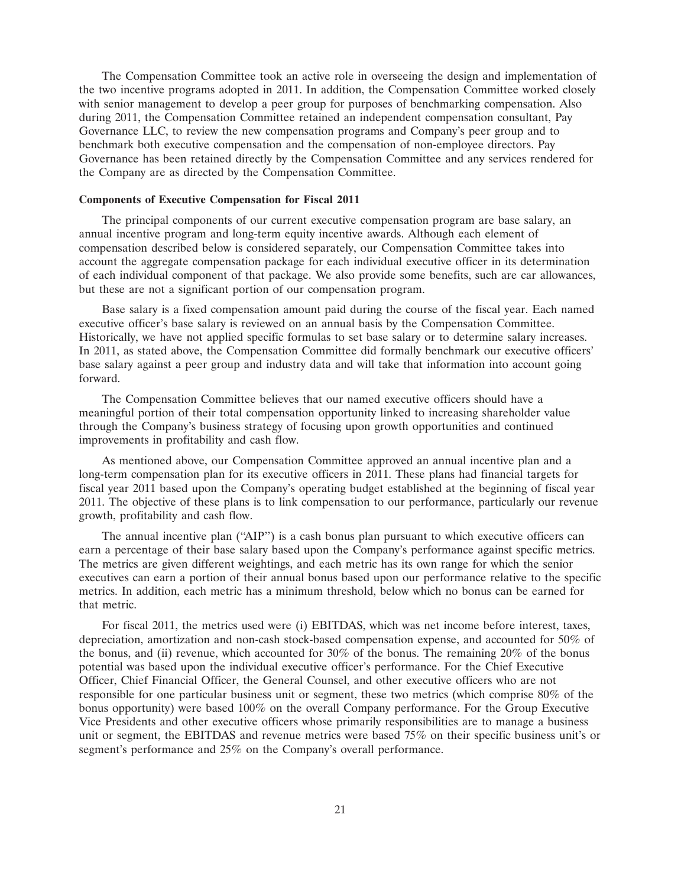The Compensation Committee took an active role in overseeing the design and implementation of the two incentive programs adopted in 2011. In addition, the Compensation Committee worked closely with senior management to develop a peer group for purposes of benchmarking compensation. Also during 2011, the Compensation Committee retained an independent compensation consultant, Pay Governance LLC, to review the new compensation programs and Company's peer group and to benchmark both executive compensation and the compensation of non-employee directors. Pay Governance has been retained directly by the Compensation Committee and any services rendered for the Company are as directed by the Compensation Committee.

**Components of Executive Compensation for Fiscal 2011**

The principal components of our current executive compensation program are base salary, an annual incentive program and long-term equity incentive awards. Although each element of compensation described below is considered separately, our Compensation Committee takes into account the aggregate compensation package for each individual executive officer in its determination of each individual component of that package. We also provide some benefits, such are car allowances, but these are not a significant portion of our compensation program.

Base salary is a fixed compensation amount paid during the course of the fiscal year. Each named executive officer's base salary is reviewed on an annual basis by the Compensation Committee. Historically, we have not applied specific formulas to set base salary or to determine salary increases. In 2011, as stated above, the Compensation Committee did formally benchmark our executive officers' base salary against a peer group and industry data and will take that information into account going forward.

The Compensation Committee believes that our named executive officers should have a meaningful portion of their total compensation opportunity linked to increasing shareholder value through the Company's business strategy of focusing upon growth opportunities and continued improvements in profitability and cash flow.

As mentioned above, our Compensation Committee approved an annual incentive plan and a long-term compensation plan for its executive officers in 2011. These plans had financial targets for fiscal year 2011 based upon the Company's operating budget established at the beginning of fiscal year 2011. The objective of these plans is to link compensation to our performance, particularly our revenue growth, profitability and cash flow.

The annual incentive plan (''AIP'') is a cash bonus plan pursuant to which executive officers can earn a percentage of their base salary based upon the Company's performance against specific metrics. The metrics are given different weightings, and each metric has its own range for which the senior executives can earn a portion of their annual bonus based upon our performance relative to the specific metrics. In addition, each metric has a minimum threshold, below which no bonus can be earned for that metric.

For fiscal 2011, the metrics used were (i) EBITDAS, which was net income before interest, taxes, depreciation, amortization and non-cash stock-based compensation expense, and accounted for 50% of the bonus, and (ii) revenue, which accounted for 30% of the bonus. The remaining 20% of the bonus potential was based upon the individual executive officer's performance. For the Chief Executive Officer, Chief Financial Officer, the General Counsel, and other executive officers who are not responsible for one particular business unit or segment, these two metrics (which comprise 80% of the bonus opportunity) were based 100% on the overall Company performance. For the Group Executive Vice Presidents and other executive officers whose primarily responsibilities are to manage a business unit or segment, the EBITDAS and revenue metrics were based 75% on their specific business unit's or segment's performance and 25% on the Company's overall performance.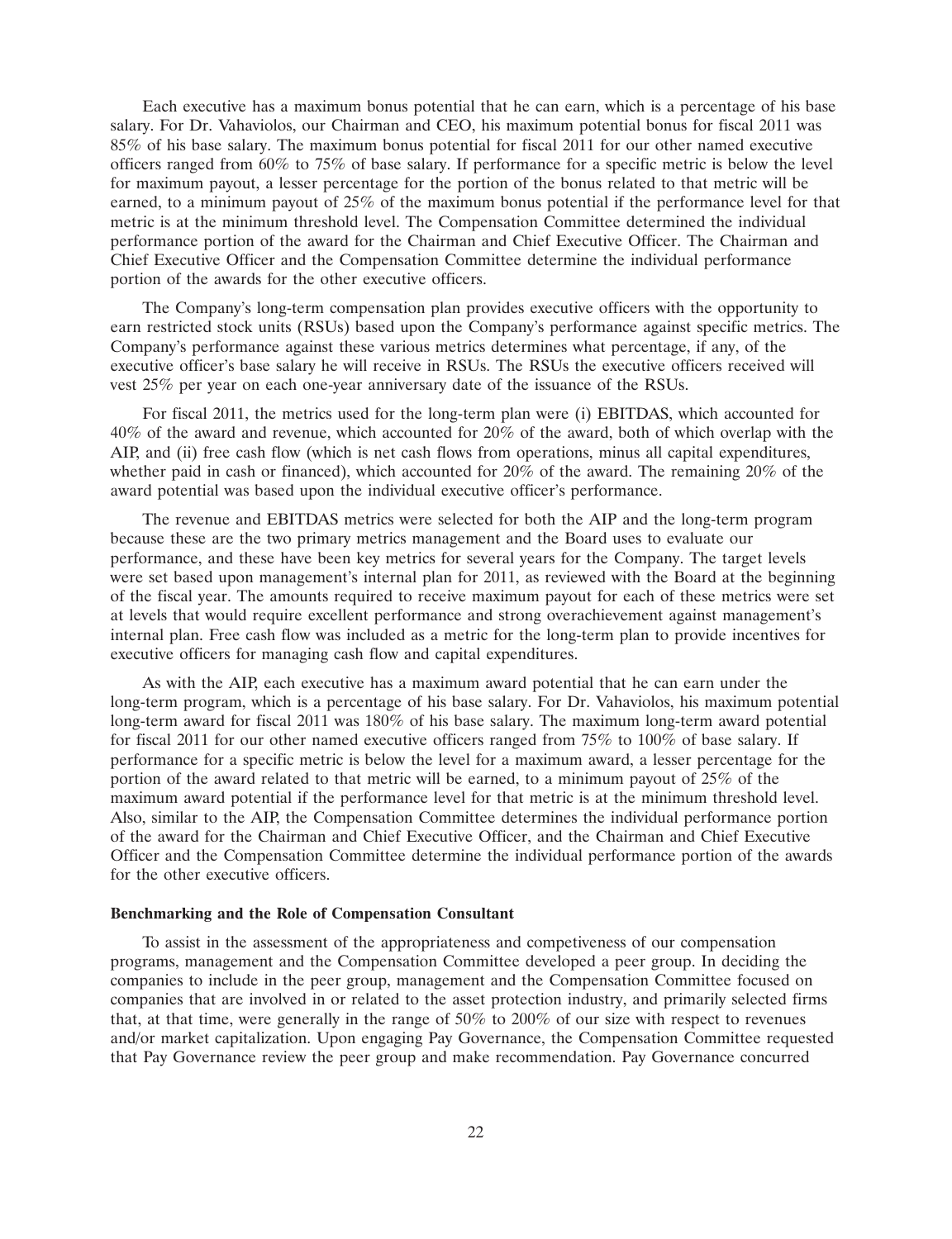Each executive has a maximum bonus potential that he can earn, which is a percentage of his base salary. For Dr. Vahaviolos, our Chairman and CEO, his maximum potential bonus for fiscal 2011 was 85% of his base salary. The maximum bonus potential for fiscal 2011 for our other named executive officers ranged from 60% to 75% of base salary. If performance for a specific metric is below the level for maximum payout, a lesser percentage for the portion of the bonus related to that metric will be earned, to a minimum payout of 25% of the maximum bonus potential if the performance level for that metric is at the minimum threshold level. The Compensation Committee determined the individual performance portion of the award for the Chairman and Chief Executive Officer. The Chairman and Chief Executive Officer and the Compensation Committee determine the individual performance portion of the awards for the other executive officers.

The Company's long-term compensation plan provides executive officers with the opportunity to earn restricted stock units (RSUs) based upon the Company's performance against specific metrics. The Company's performance against these various metrics determines what percentage, if any, of the executive officer's base salary he will receive in RSUs. The RSUs the executive officers received will vest 25% per year on each one-year anniversary date of the issuance of the RSUs.

For fiscal 2011, the metrics used for the long-term plan were (i) EBITDAS, which accounted for 40% of the award and revenue, which accounted for 20% of the award, both of which overlap with the AIP, and (ii) free cash flow (which is net cash flows from operations, minus all capital expenditures, whether paid in cash or financed), which accounted for 20% of the award. The remaining 20% of the award potential was based upon the individual executive officer's performance.

The revenue and EBITDAS metrics were selected for both the AIP and the long-term program because these are the two primary metrics management and the Board uses to evaluate our performance, and these have been key metrics for several years for the Company. The target levels were set based upon management's internal plan for 2011, as reviewed with the Board at the beginning of the fiscal year. The amounts required to receive maximum payout for each of these metrics were set at levels that would require excellent performance and strong overachievement against management's internal plan. Free cash flow was included as a metric for the long-term plan to provide incentives for executive officers for managing cash flow and capital expenditures.

As with the AIP, each executive has a maximum award potential that he can earn under the long-term program, which is a percentage of his base salary. For Dr. Vahaviolos, his maximum potential long-term award for fiscal 2011 was 180% of his base salary. The maximum long-term award potential for fiscal 2011 for our other named executive officers ranged from 75% to 100% of base salary. If performance for a specific metric is below the level for a maximum award, a lesser percentage for the portion of the award related to that metric will be earned, to a minimum payout of 25% of the maximum award potential if the performance level for that metric is at the minimum threshold level. Also, similar to the AIP, the Compensation Committee determines the individual performance portion of the award for the Chairman and Chief Executive Officer, and the Chairman and Chief Executive Officer and the Compensation Committee determine the individual performance portion of the awards for the other executive officers.

**Benchmarking and the Role of Compensation Consultant**

To assist in the assessment of the appropriateness and competiveness of our compensation programs, management and the Compensation Committee developed a peer group. In deciding the companies to include in the peer group, management and the Compensation Committee focused on companies that are involved in or related to the asset protection industry, and primarily selected firms that, at that time, were generally in the range of 50% to 200% of our size with respect to revenues and/or market capitalization. Upon engaging Pay Governance, the Compensation Committee requested that Pay Governance review the peer group and make recommendation. Pay Governance concurred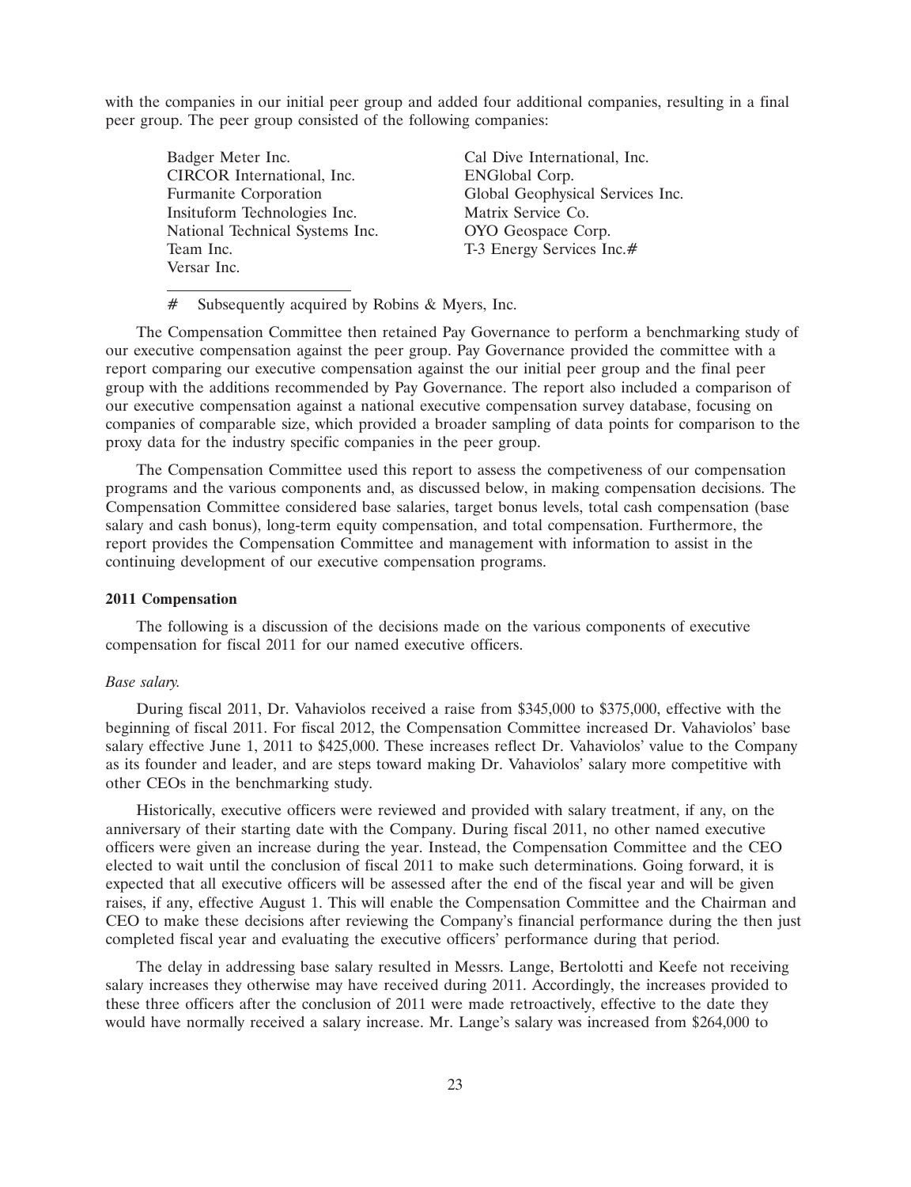with the companies in our initial peer group and added four additional companies, resulting in a final peer group. The peer group consisted of the following companies:

| | |
|---|---|
| Badger Meter Inc. | Cal Dive International, Inc. |
| CIRCOR International, Inc. | ENGlobal Corp. |
| Furmanite Corporation | Global Geophysical Services Inc. |
| Insituform Technologies Inc. | Matrix Service Co. |
| National Technical Systems Inc. | OYO Geospace Corp. |
| Team Inc. | T-3 Energy Services Inc.# |
| Versar Inc. | |

# Subsequently acquired by Robins & Myers, Inc.

The Compensation Committee then retained Pay Governance to perform a benchmarking study of our executive compensation against the peer group. Pay Governance provided the committee with a report comparing our executive compensation against the our initial peer group and the final peer group with the additions recommended by Pay Governance. The report also included a comparison of our executive compensation against a national executive compensation survey database, focusing on companies of comparable size, which provided a broader sampling of data points for comparison to the proxy data for the industry specific companies in the peer group.

The Compensation Committee used this report to assess the competiveness of our compensation programs and the various components and, as discussed below, in making compensation decisions. The Compensation Committee considered base salaries, target bonus levels, total cash compensation (base salary and cash bonus), long-term equity compensation, and total compensation. Furthermore, the report provides the Compensation Committee and management with information to assist in the continuing development of our executive compensation programs.

**2011 Compensation**

The following is a discussion of the decisions made on the various components of executive compensation for fiscal 2011 for our named executive officers.

*Base salary.*

During fiscal 2011, Dr. Vahaviolos received a raise from $345,000 to $375,000, effective with the beginning of fiscal 2011. For fiscal 2012, the Compensation Committee increased Dr. Vahaviolos' base salary effective June 1, 2011 to $425,000. These increases reflect Dr. Vahaviolos' value to the Company as its founder and leader, and are steps toward making Dr. Vahaviolos' salary more competitive with other CEOs in the benchmarking study.

Historically, executive officers were reviewed and provided with salary treatment, if any, on the anniversary of their starting date with the Company. During fiscal 2011, no other named executive officers were given an increase during the year. Instead, the Compensation Committee and the CEO elected to wait until the conclusion of fiscal 2011 to make such determinations. Going forward, it is expected that all executive officers will be assessed after the end of the fiscal year and will be given raises, if any, effective August 1. This will enable the Compensation Committee and the Chairman and CEO to make these decisions after reviewing the Company's financial performance during the then just completed fiscal year and evaluating the executive officers' performance during that period.

The delay in addressing base salary resulted in Messrs. Lange, Bertolotti and Keefe not receiving salary increases they otherwise may have received during 2011. Accordingly, the increases provided to these three officers after the conclusion of 2011 were made retroactively, effective to the date they would have normally received a salary increase. Mr. Lange's salary was increased from $264,000 to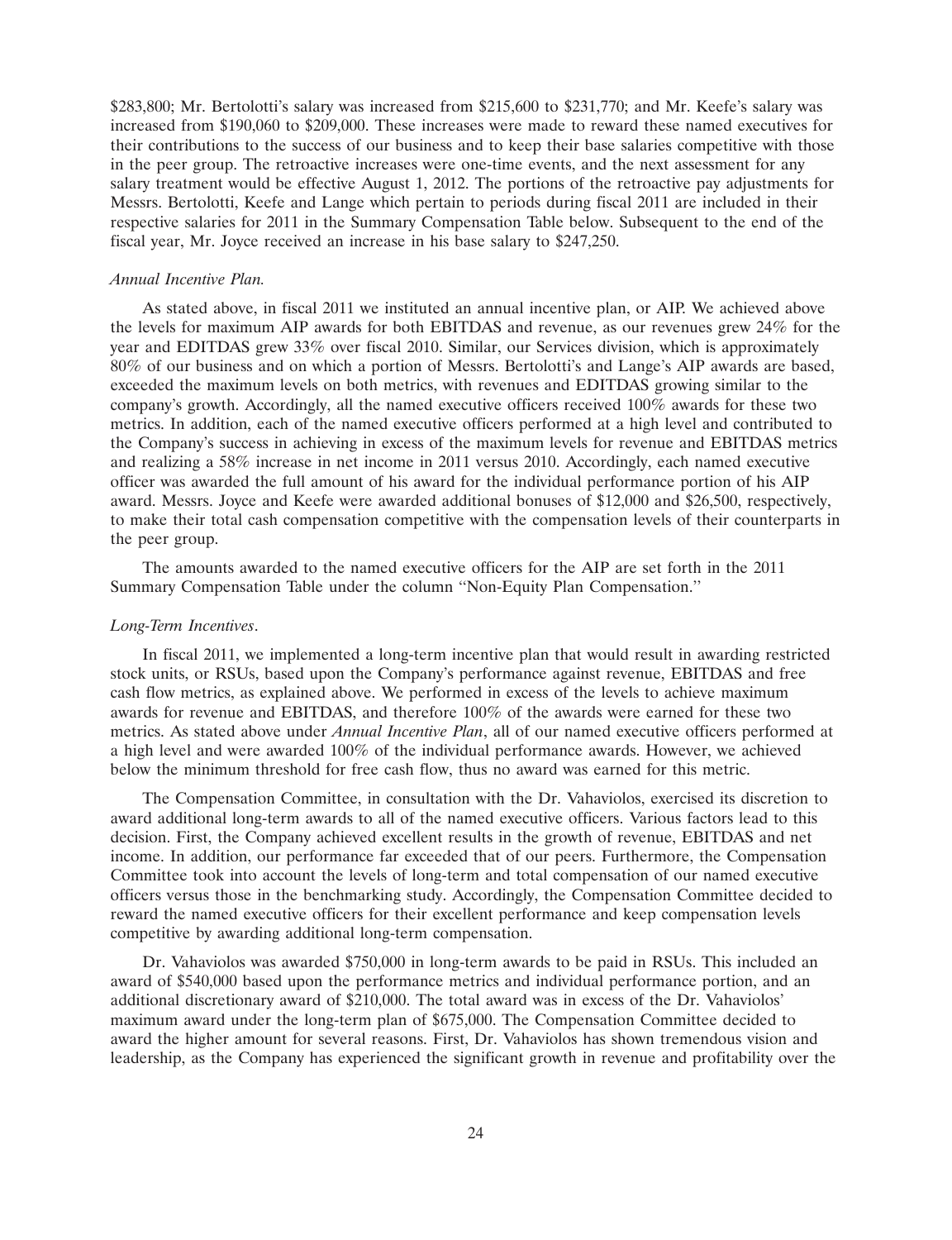$283,800; Mr. Bertolotti's salary was increased from $215,600 to $231,770; and Mr. Keefe's salary was increased from $190,060 to $209,000. These increases were made to reward these named executives for their contributions to the success of our business and to keep their base salaries competitive with those in the peer group. The retroactive increases were one-time events, and the next assessment for any salary treatment would be effective August 1, 2012. The portions of the retroactive pay adjustments for Messrs. Bertolotti, Keefe and Lange which pertain to periods during fiscal 2011 are included in their respective salaries for 2011 in the Summary Compensation Table below. Subsequent to the end of the fiscal year, Mr. Joyce received an increase in his base salary to $247,250.

*Annual Incentive Plan.*

As stated above, in fiscal 2011 we instituted an annual incentive plan, or AIP. We achieved above the levels for maximum AIP awards for both EBITDAS and revenue, as our revenues grew 24% for the year and EDITDAS grew 33% over fiscal 2010. Similar, our Services division, which is approximately 80% of our business and on which a portion of Messrs. Bertolotti's and Lange's AIP awards are based, exceeded the maximum levels on both metrics, with revenues and EDITDAS growing similar to the company's growth. Accordingly, all the named executive officers received 100% awards for these two metrics. In addition, each of the named executive officers performed at a high level and contributed to the Company's success in achieving in excess of the maximum levels for revenue and EBITDAS metrics and realizing a 58% increase in net income in 2011 versus 2010. Accordingly, each named executive officer was awarded the full amount of his award for the individual performance portion of his AIP award. Messrs. Joyce and Keefe were awarded additional bonuses of $12,000 and $26,500, respectively, to make their total cash compensation competitive with the compensation levels of their counterparts in the peer group.

The amounts awarded to the named executive officers for the AIP are set forth in the 2011 Summary Compensation Table under the column ''Non-Equity Plan Compensation.''

*Long-Term Incentives*.

In fiscal 2011, we implemented a long-term incentive plan that would result in awarding restricted stock units, or RSUs, based upon the Company's performance against revenue, EBITDAS and free cash flow metrics, as explained above. We performed in excess of the levels to achieve maximum awards for revenue and EBITDAS, and therefore 100% of the awards were earned for these two metrics. As stated above under *Annual Incentive Plan*, all of our named executive officers performed at a high level and were awarded 100% of the individual performance awards. However, we achieved below the minimum threshold for free cash flow, thus no award was earned for this metric.

The Compensation Committee, in consultation with the Dr. Vahaviolos, exercised its discretion to award additional long-term awards to all of the named executive officers. Various factors lead to this decision. First, the Company achieved excellent results in the growth of revenue, EBITDAS and net income. In addition, our performance far exceeded that of our peers. Furthermore, the Compensation Committee took into account the levels of long-term and total compensation of our named executive officers versus those in the benchmarking study. Accordingly, the Compensation Committee decided to reward the named executive officers for their excellent performance and keep compensation levels competitive by awarding additional long-term compensation.

Dr. Vahaviolos was awarded $750,000 in long-term awards to be paid in RSUs. This included an award of $540,000 based upon the performance metrics and individual performance portion, and an additional discretionary award of $210,000. The total award was in excess of the Dr. Vahaviolos' maximum award under the long-term plan of $675,000. The Compensation Committee decided to award the higher amount for several reasons. First, Dr. Vahaviolos has shown tremendous vision and leadership, as the Company has experienced the significant growth in revenue and profitability over the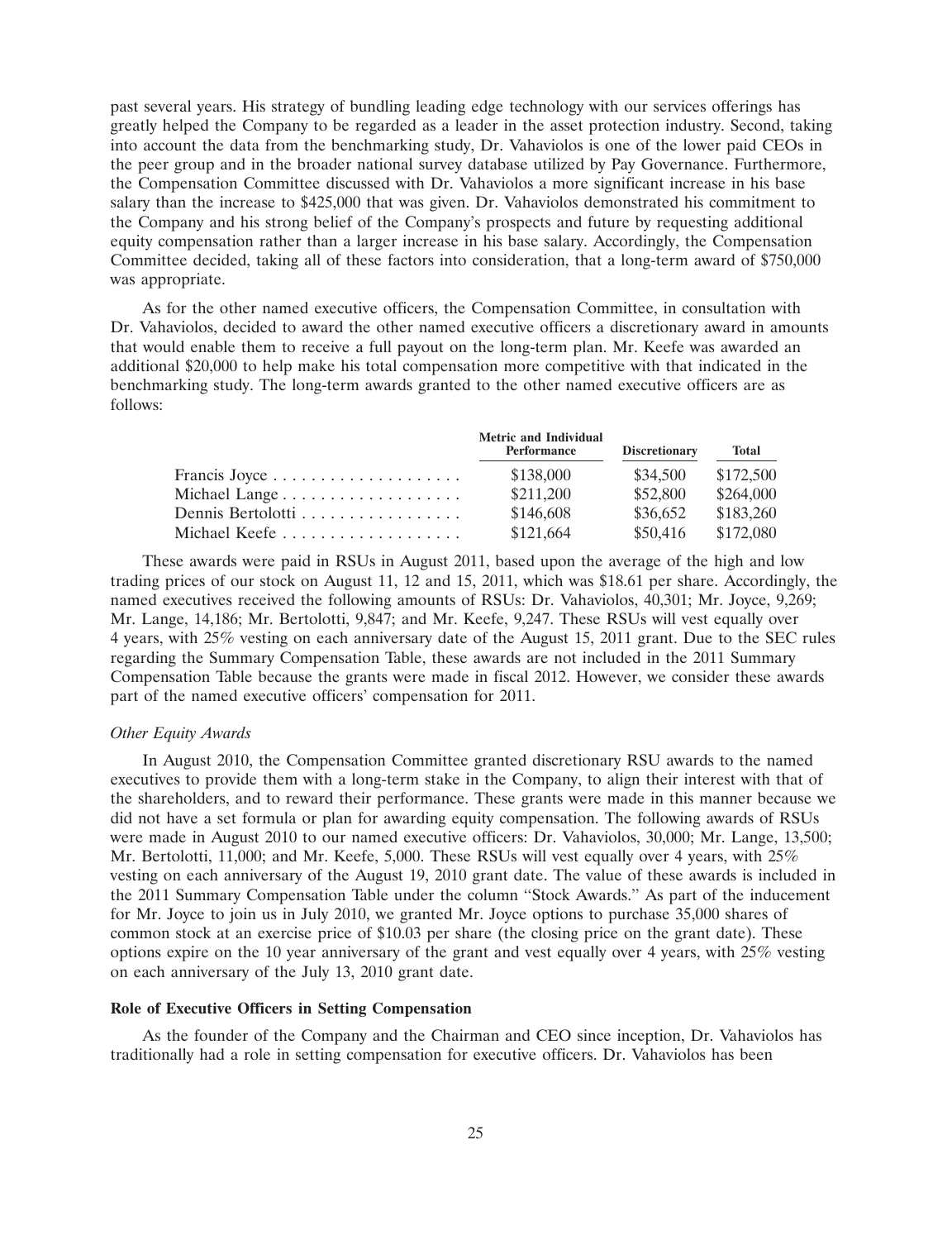past several years. His strategy of bundling leading edge technology with our services offerings has greatly helped the Company to be regarded as a leader in the asset protection industry. Second, taking into account the data from the benchmarking study, Dr. Vahaviolos is one of the lower paid CEOs in the peer group and in the broader national survey database utilized by Pay Governance. Furthermore, the Compensation Committee discussed with Dr. Vahaviolos a more significant increase in his base salary than the increase to $425,000 that was given. Dr. Vahaviolos demonstrated his commitment to the Company and his strong belief of the Company's prospects and future by requesting additional equity compensation rather than a larger increase in his base salary. Accordingly, the Compensation Committee decided, taking all of these factors into consideration, that a long-term award of $750,000 was appropriate.

As for the other named executive officers, the Compensation Committee, in consultation with Dr. Vahaviolos, decided to award the other named executive officers a discretionary award in amounts that would enable them to receive a full payout on the long-term plan. Mr. Keefe was awarded an additional $20,000 to help make his total compensation more competitive with that indicated in the benchmarking study. The long-term awards granted to the other named executive officers are as follows:

| | Metric and Individual Performance | Discretionary | Total |
|---|---|---|---|
| Francis Joyce | $138,000 | $34,500 | $172,500 |
| Michael Lange | $211,200 | $52,800 | $264,000 |
| Dennis Bertolotti | $146,608 | $36,652 | $183,260 |
| Michael Keefe | $121,664 | $50,416 | $172,080 |

These awards were paid in RSUs in August 2011, based upon the average of the high and low trading prices of our stock on August 11, 12 and 15, 2011, which was $18.61 per share. Accordingly, the named executives received the following amounts of RSUs: Dr. Vahaviolos, 40,301; Mr. Joyce, 9,269; Mr. Lange, 14,186; Mr. Bertolotti, 9,847; and Mr. Keefe, 9,247. These RSUs will vest equally over 4 years, with 25% vesting on each anniversary date of the August 15, 2011 grant. Due to the SEC rules regarding the Summary Compensation Table, these awards are not included in the 2011 Summary Compensation Table because the grants were made in fiscal 2012. However, we consider these awards part of the named executive officers' compensation for 2011.

*Other Equity Awards*

In August 2010, the Compensation Committee granted discretionary RSU awards to the named executives to provide them with a long-term stake in the Company, to align their interest with that of the shareholders, and to reward their performance. These grants were made in this manner because we did not have a set formula or plan for awarding equity compensation. The following awards of RSUs were made in August 2010 to our named executive officers: Dr. Vahaviolos, 30,000; Mr. Lange, 13,500; Mr. Bertolotti, 11,000; and Mr. Keefe, 5,000. These RSUs will vest equally over 4 years, with 25% vesting on each anniversary of the August 19, 2010 grant date. The value of these awards is included in the 2011 Summary Compensation Table under the column "Stock Awards." As part of the inducement for Mr. Joyce to join us in July 2010, we granted Mr. Joyce options to purchase 35,000 shares of common stock at an exercise price of $10.03 per share (the closing price on the grant date). These options expire on the 10 year anniversary of the grant and vest equally over 4 years, with 25% vesting on each anniversary of the July 13, 2010 grant date.

**Role of Executive Officers in Setting Compensation**

As the founder of the Company and the Chairman and CEO since inception, Dr. Vahaviolos has traditionally had a role in setting compensation for executive officers. Dr. Vahaviolos has been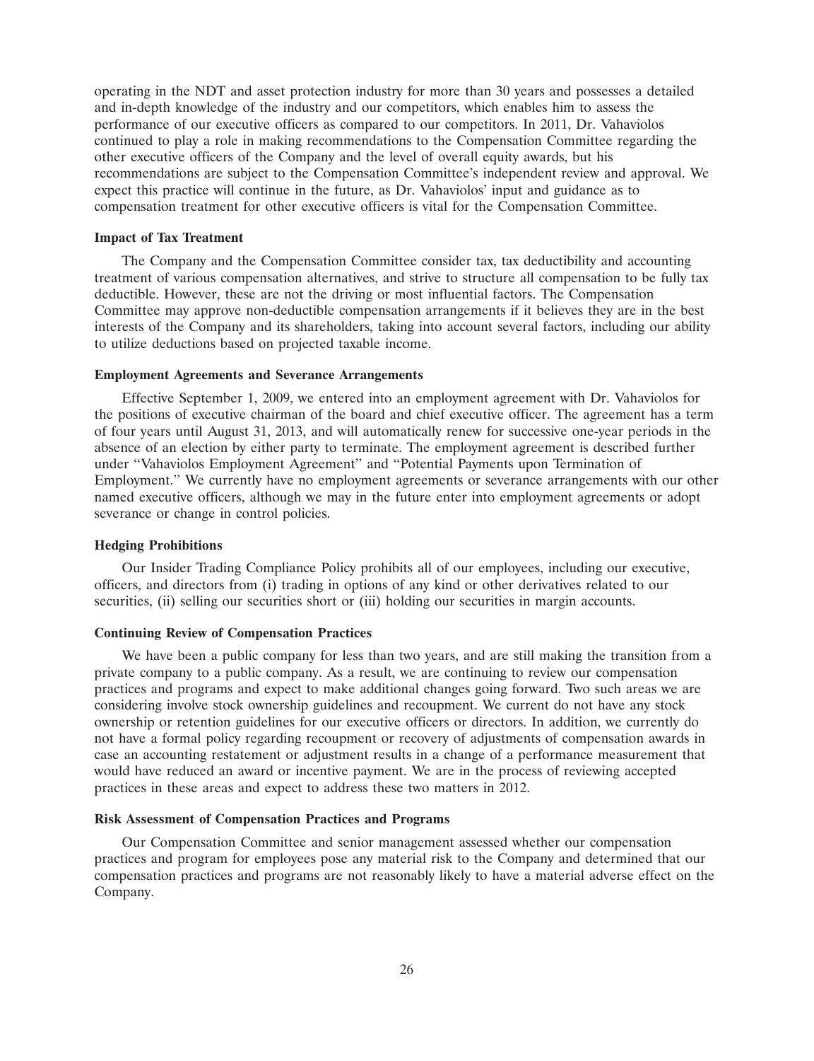operating in the NDT and asset protection industry for more than 30 years and possesses a detailed and in-depth knowledge of the industry and our competitors, which enables him to assess the performance of our executive officers as compared to our competitors. In 2011, Dr. Vahaviolos continued to play a role in making recommendations to the Compensation Committee regarding the other executive officers of the Company and the level of overall equity awards, but his recommendations are subject to the Compensation Committee's independent review and approval. We expect this practice will continue in the future, as Dr. Vahaviolos' input and guidance as to compensation treatment for other executive officers is vital for the Compensation Committee.

**Impact of Tax Treatment**

The Company and the Compensation Committee consider tax, tax deductibility and accounting treatment of various compensation alternatives, and strive to structure all compensation to be fully tax deductible. However, these are not the driving or most influential factors. The Compensation Committee may approve non-deductible compensation arrangements if it believes they are in the best interests of the Company and its shareholders, taking into account several factors, including our ability to utilize deductions based on projected taxable income.

**Employment Agreements and Severance Arrangements**

Effective September 1, 2009, we entered into an employment agreement with Dr. Vahaviolos for the positions of executive chairman of the board and chief executive officer. The agreement has a term of four years until August 31, 2013, and will automatically renew for successive one-year periods in the absence of an election by either party to terminate. The employment agreement is described further under "Vahaviolos Employment Agreement" and "Potential Payments upon Termination of Employment." We currently have no employment agreements or severance arrangements with our other named executive officers, although we may in the future enter into employment agreements or adopt severance or change in control policies.

**Hedging Prohibitions**

Our Insider Trading Compliance Policy prohibits all of our employees, including our executive, officers, and directors from (i) trading in options of any kind or other derivatives related to our securities, (ii) selling our securities short or (iii) holding our securities in margin accounts.

**Continuing Review of Compensation Practices**

We have been a public company for less than two years, and are still making the transition from a private company to a public company. As a result, we are continuing to review our compensation practices and programs and expect to make additional changes going forward. Two such areas we are considering involve stock ownership guidelines and recoupment. We current do not have any stock ownership or retention guidelines for our executive officers or directors. In addition, we currently do not have a formal policy regarding recoupment or recovery of adjustments of compensation awards in case an accounting restatement or adjustment results in a change of a performance measurement that would have reduced an award or incentive payment. We are in the process of reviewing accepted practices in these areas and expect to address these two matters in 2012.

**Risk Assessment of Compensation Practices and Programs**

Our Compensation Committee and senior management assessed whether our compensation practices and program for employees pose any material risk to the Company and determined that our compensation practices and programs are not reasonably likely to have a material adverse effect on the Company.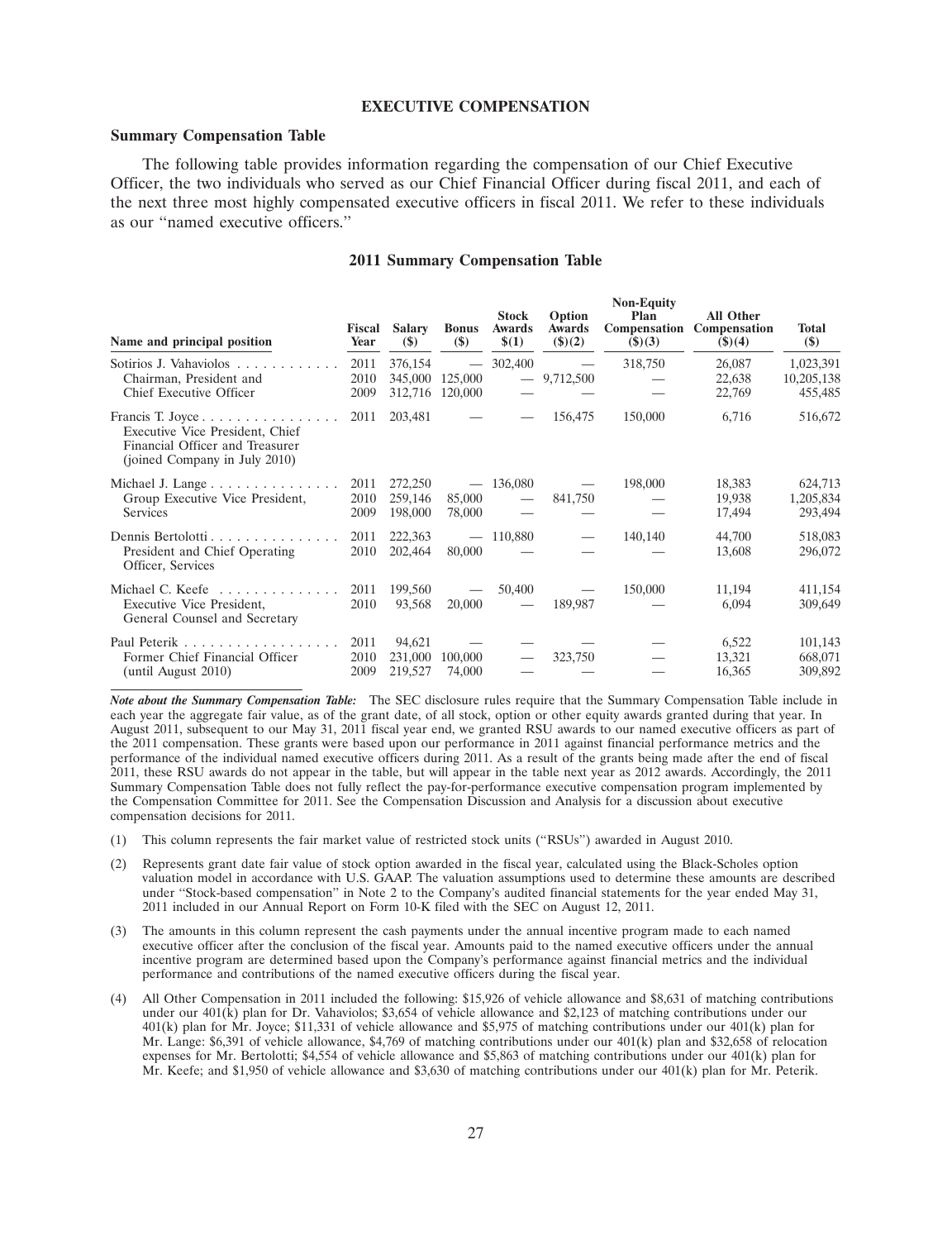## EXECUTIVE COMPENSATION

### Summary Compensation Table

The following table provides information regarding the compensation of our Chief Executive Officer, the two individuals who served as our Chief Financial Officer during fiscal 2011, and each of the next three most highly compensated executive officers in fiscal 2011. We refer to these individuals as our "named executive officers."

#### 2011 Summary Compensation Table

| Name and principal position | Fiscal Year | Salary ($) | Bonus ($) | Stock Awards $(1) | Option Awards ($)(2) | Non-Equity Plan Compensation ($)(3) | All Other Compensation ($)(4) | Total ($) |
|---|---|---|---|---|---|---|---|---|
| Sotirios J. Vahaviolos | 2011 | 376,154 | — | 302,400 | — | 318,750 | 26,087 | 1,023,391 |
| Chairman, President and | 2010 | 345,000 | 125,000 | — | 9,712,500 | — | 22,638 | 10,205,138 |
| Chief Executive Officer | 2009 | 312,716 | 120,000 | — | — | — | 22,769 | 455,485 |
| Francis T. Joyce Executive Vice President, Chief Financial Officer and Treasurer (joined Company in July 2010) | 2011 | 203,481 | — | — | 156,475 | 150,000 | 6,716 | 516,672 |
| Michael J. Lange | 2011 | 272,250 | — | 136,080 | — | 198,000 | 18,383 | 624,713 |
| Group Executive Vice President, | 2010 | 259,146 | 85,000 | — | 841,750 | — | 19,938 | 1,205,834 |
| Services | 2009 | 198,000 | 78,000 | — | — | — | 17,494 | 293,494 |
| Dennis Bertolotti | 2011 | 222,363 | — | 110,880 | — | 140,140 | 44,700 | 518,083 |
| President and Chief Operating Officer, Services | 2010 | 202,464 | 80,000 | — | — | — | 13,608 | 296,072 |
| Michael C. Keefe | 2011 | 199,560 | — | 50,400 | — | 150,000 | 11,194 | 411,154 |
| Executive Vice President, General Counsel and Secretary | 2010 | 93,568 | 20,000 | — | 189,987 | — | 6,094 | 309,649 |
| Paul Peterik | 2011 | 94,621 | — | — | — | — | 6,522 | 101,143 |
| Former Chief Financial Officer | 2010 | 231,000 | 100,000 | — | 323,750 | — | 13,321 | 668,071 |
| (until August 2010) | 2009 | 219,527 | 74,000 | — | — | — | 16,365 | 309,892 |

***Note about the Summary Compensation Table:*** The SEC disclosure rules require that the Summary Compensation Table include in each year the aggregate fair value, as of the grant date, of all stock, option or other equity awards granted during that year. In August 2011, subsequent to our May 31, 2011 fiscal year end, we granted RSU awards to our named executive officers as part of the 2011 compensation. These grants were based upon our performance in 2011 against financial performance metrics and the performance of the individual named executive officers during 2011. As a result of the grants being made after the end of fiscal 2011, these RSU awards do not appear in the table, but will appear in the table next year as 2012 awards. Accordingly, the 2011 Summary Compensation Table does not fully reflect the pay-for-performance executive compensation program implemented by the Compensation Committee for 2011. See the Compensation Discussion and Analysis for a discussion about executive compensation decisions for 2011.

(1) This column represents the fair market value of restricted stock units ("RSUs") awarded in August 2010.

(2) Represents grant date fair value of stock option awarded in the fiscal year, calculated using the Black-Scholes option valuation model in accordance with U.S. GAAP. The valuation assumptions used to determine these amounts are described under "Stock-based compensation" in Note 2 to the Company's audited financial statements for the year ended May 31, 2011 included in our Annual Report on Form 10-K filed with the SEC on August 12, 2011.

(3) The amounts in this column represent the cash payments under the annual incentive program made to each named executive officer after the conclusion of the fiscal year. Amounts paid to the named executive officers under the annual incentive program are determined based upon the Company's performance against financial metrics and the individual performance and contributions of the named executive officers during the fiscal year.

(4) All Other Compensation in 2011 included the following: $15,926 of vehicle allowance and $8,631 of matching contributions under our 401(k) plan for Dr. Vahaviolos; $3,654 of vehicle allowance and $2,123 of matching contributions under our 401(k) plan for Mr. Joyce; $11,331 of vehicle allowance and $5,975 of matching contributions under our 401(k) plan for Mr. Lange: $6,391 of vehicle allowance, $4,769 of matching contributions under our 401(k) plan and $32,658 of relocation expenses for Mr. Bertolotti; $4,554 of vehicle allowance and $5,863 of matching contributions under our 401(k) plan for Mr. Keefe; and $1,950 of vehicle allowance and $3,630 of matching contributions under our 401(k) plan for Mr. Peterik.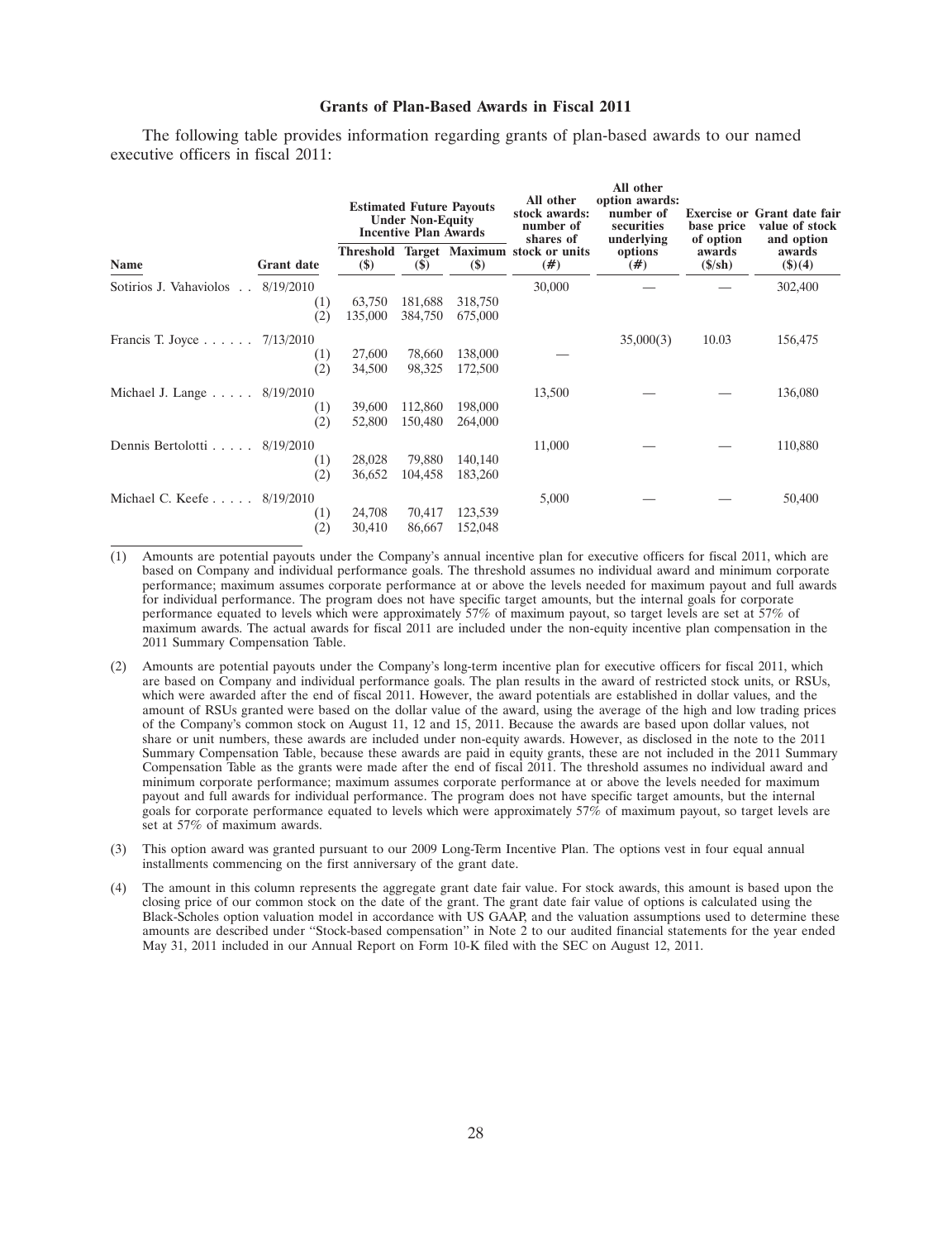**Grants of Plan-Based Awards in Fiscal 2011**

The following table provides information regarding grants of plan-based awards to our named executive officers in fiscal 2011:

| Name | Grant date | Estimated Future Payouts Under Non-Equity Incentive Plan Awards | | | All other stock awards: number of shares of stock or units (#) | All other option awards: number of securities underlying options (#) | Exercise or base price of option awards ($/sh) | Grant date fair value of stock and option awards ($)(4) |
|---|---|---|---|---|---|---|---|---|
| | | Threshold ($) | Target ($) | Maximum ($) | | | | |
| Sotirios J. Vahaviolos | 8/19/2010 | | | | 30,000 | — | — | 302,400 |
| | (1) | 63,750 | 181,688 | 318,750 | | | | |
| | (2) | 135,000 | 384,750 | 675,000 | | | | |
| Francis T. Joyce | 7/13/2010 | | | | | 35,000(3) | 10.03 | 156,475 |
| | (1) | 27,600 | 78,660 | 138,000 | — | | | |
| | (2) | 34,500 | 98,325 | 172,500 | | | | |
| Michael J. Lange | 8/19/2010 | | | | 13,500 | — | — | 136,080 |
| | (1) | 39,600 | 112,860 | 198,000 | | | | |
| | (2) | 52,800 | 150,480 | 264,000 | | | | |
| Dennis Bertolotti | 8/19/2010 | | | | 11,000 | — | — | 110,880 |
| | (1) | 28,028 | 79,880 | 140,140 | | | | |
| | (2) | 36,652 | 104,458 | 183,260 | | | | |
| Michael C. Keefe | 8/19/2010 | | | | 5,000 | — | — | 50,400 |
| | (1) | 24,708 | 70,417 | 123,539 | | | | |
| | (2) | 30,410 | 86,667 | 152,048 | | | | |

(1) Amounts are potential payouts under the Company's annual incentive plan for executive officers for fiscal 2011, which are based on Company and individual performance goals. The threshold assumes no individual award and minimum corporate performance; maximum assumes corporate performance at or above the levels needed for maximum payout and full awards for individual performance. The program does not have specific target amounts, but the internal goals for corporate performance equated to levels which were approximately 57% of maximum payout, so target levels are set at 57% of maximum awards. The actual awards for fiscal 2011 are included under the non-equity incentive plan compensation in the 2011 Summary Compensation Table.

(2) Amounts are potential payouts under the Company's long-term incentive plan for executive officers for fiscal 2011, which are based on Company and individual performance goals. The plan results in the award of restricted stock units, or RSUs, which were awarded after the end of fiscal 2011. However, the award potentials are established in dollar values, and the amount of RSUs granted were based on the dollar value of the award, using the average of the high and low trading prices of the Company's common stock on August 11, 12 and 15, 2011. Because the awards are based upon dollar values, not share or unit numbers, these awards are included under non-equity awards. However, as disclosed in the note to the 2011 Summary Compensation Table, because these awards are paid in equity grants, these are not included in the 2011 Summary Compensation Table as the grants were made after the end of fiscal 2011. The threshold assumes no individual award and minimum corporate performance; maximum assumes corporate performance at or above the levels needed for maximum payout and full awards for individual performance. The program does not have specific target amounts, but the internal goals for corporate performance equated to levels which were approximately 57% of maximum payout, so target levels are set at 57% of maximum awards.

(3) This option award was granted pursuant to our 2009 Long-Term Incentive Plan. The options vest in four equal annual installments commencing on the first anniversary of the grant date.

(4) The amount in this column represents the aggregate grant date fair value. For stock awards, this amount is based upon the closing price of our common stock on the date of the grant. The grant date fair value of options is calculated using the Black-Scholes option valuation model in accordance with US GAAP, and the valuation assumptions used to determine these amounts are described under "Stock-based compensation" in Note 2 to our audited financial statements for the year ended May 31, 2011 included in our Annual Report on Form 10-K filed with the SEC on August 12, 2011.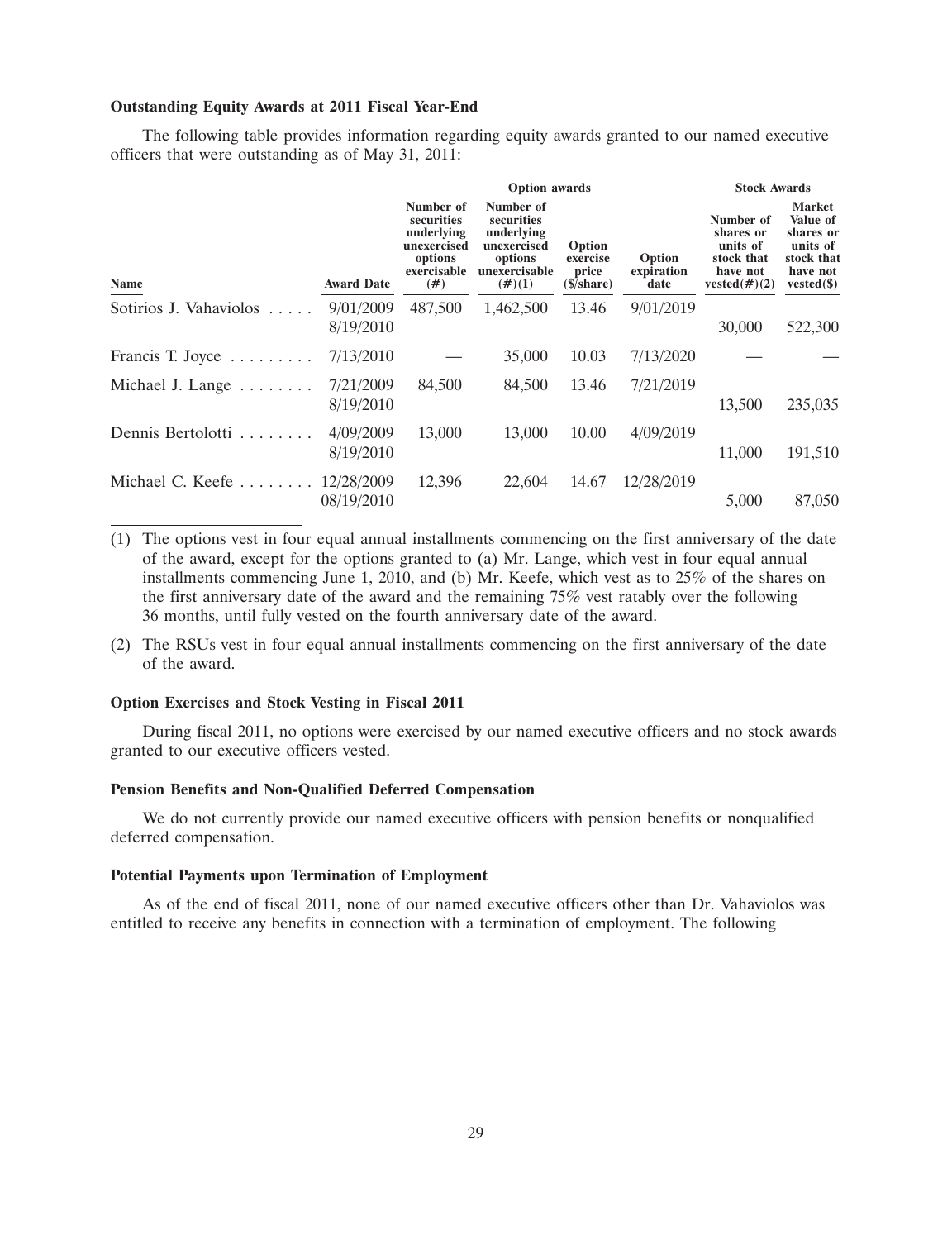**Outstanding Equity Awards at 2011 Fiscal Year-End**

The following table provides information regarding equity awards granted to our named executive officers that were outstanding as of May 31, 2011:

| | | Option awards | | | | Stock Awards | |
|---|---|---|---|---|---|---|---|
| Name | Award Date | Number of securities underlying unexercised options exercisable (#) | Number of securities underlying unexercised options unexercisable (#)(1) | Option exercise price ($/share) | Option expiration date | Number of shares or units of stock that have not vested(#)(2) | Market Value of shares or units of stock that have not vested($) |
| Sotirios J. Vahaviolos | 9/01/2009 | 487,500 | 1,462,500 | 13.46 | 9/01/2019 | | |
| | 8/19/2010 | | | | | 30,000 | 522,300 |
| Francis T. Joyce | 7/13/2010 | — | 35,000 | 10.03 | 7/13/2020 | — | — |
| Michael J. Lange | 7/21/2009 | 84,500 | 84,500 | 13.46 | 7/21/2019 | | |
| | 8/19/2010 | | | | | 13,500 | 235,035 |
| Dennis Bertolotti | 4/09/2009 | 13,000 | 13,000 | 10.00 | 4/09/2019 | | |
| | 8/19/2010 | | | | | 11,000 | 191,510 |
| Michael C. Keefe | 12/28/2009 | 12,396 | 22,604 | 14.67 | 12/28/2019 | | |
| | 08/19/2010 | | | | | 5,000 | 87,050 |

(1) The options vest in four equal annual installments commencing on the first anniversary of the date of the award, except for the options granted to (a) Mr. Lange, which vest in four equal annual installments commencing June 1, 2010, and (b) Mr. Keefe, which vest as to 25% of the shares on the first anniversary date of the award and the remaining 75% vest ratably over the following 36 months, until fully vested on the fourth anniversary date of the award.

(2) The RSUs vest in four equal annual installments commencing on the first anniversary of the date of the award.

**Option Exercises and Stock Vesting in Fiscal 2011**

During fiscal 2011, no options were exercised by our named executive officers and no stock awards granted to our executive officers vested.

**Pension Benefits and Non-Qualified Deferred Compensation**

We do not currently provide our named executive officers with pension benefits or nonqualified deferred compensation.

**Potential Payments upon Termination of Employment**

As of the end of fiscal 2011, none of our named executive officers other than Dr. Vahaviolos was entitled to receive any benefits in connection with a termination of employment. The following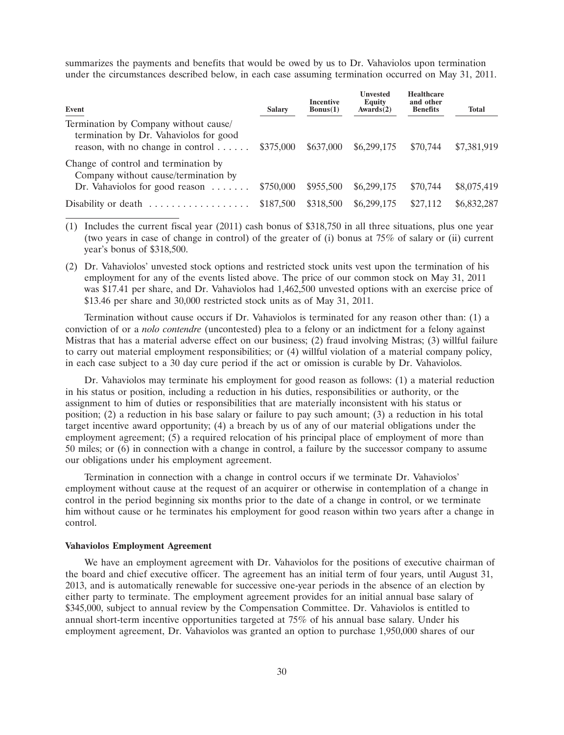summarizes the payments and benefits that would be owed by us to Dr. Vahaviolos upon termination under the circumstances described below, in each case assuming termination occurred on May 31, 2011.

| Event | Salary | Incentive Bonus(1) | Unvested Equity Awards(2) | Healthcare and other Benefits | Total |
|---|---|---|---|---|---|
| Termination by Company without cause/ termination by Dr. Vahaviolos for good reason, with no change in control | $375,000 | $637,000 | $6,299,175 | $70,744 | $7,381,919 |
| Change of control and termination by Company without cause/termination by Dr. Vahaviolos for good reason | $750,000 | $955,500 | $6,299,175 | $70,744 | $8,075,419 |
| Disability or death | $187,500 | $318,500 | $6,299,175 | $27,112 | $6,832,287 |

(1) Includes the current fiscal year (2011) cash bonus of $318,750 in all three situations, plus one year (two years in case of change in control) of the greater of (i) bonus at 75% of salary or (ii) current year's bonus of $318,500.

(2) Dr. Vahaviolos' unvested stock options and restricted stock units vest upon the termination of his employment for any of the events listed above. The price of our common stock on May 31, 2011 was $17.41 per share, and Dr. Vahaviolos had 1,462,500 unvested options with an exercise price of $13.46 per share and 30,000 restricted stock units as of May 31, 2011.

Termination without cause occurs if Dr. Vahaviolos is terminated for any reason other than: (1) a conviction of or a *nolo contendre* (uncontested) plea to a felony or an indictment for a felony against Mistras that has a material adverse effect on our business; (2) fraud involving Mistras; (3) willful failure to carry out material employment responsibilities; or (4) willful violation of a material company policy, in each case subject to a 30 day cure period if the act or omission is curable by Dr. Vahaviolos.

Dr. Vahaviolos may terminate his employment for good reason as follows: (1) a material reduction in his status or position, including a reduction in his duties, responsibilities or authority, or the assignment to him of duties or responsibilities that are materially inconsistent with his status or position; (2) a reduction in his base salary or failure to pay such amount; (3) a reduction in his total target incentive award opportunity; (4) a breach by us of any of our material obligations under the employment agreement; (5) a required relocation of his principal place of employment of more than 50 miles; or (6) in connection with a change in control, a failure by the successor company to assume our obligations under his employment agreement.

Termination in connection with a change in control occurs if we terminate Dr. Vahaviolos' employment without cause at the request of an acquirer or otherwise in contemplation of a change in control in the period beginning six months prior to the date of a change in control, or we terminate him without cause or he terminates his employment for good reason within two years after a change in control.

**Vahaviolos Employment Agreement**

We have an employment agreement with Dr. Vahaviolos for the positions of executive chairman of the board and chief executive officer. The agreement has an initial term of four years, until August 31, 2013, and is automatically renewable for successive one-year periods in the absence of an election by either party to terminate. The employment agreement provides for an initial annual base salary of $345,000, subject to annual review by the Compensation Committee. Dr. Vahaviolos is entitled to annual short-term incentive opportunities targeted at 75% of his annual base salary. Under his employment agreement, Dr. Vahaviolos was granted an option to purchase 1,950,000 shares of our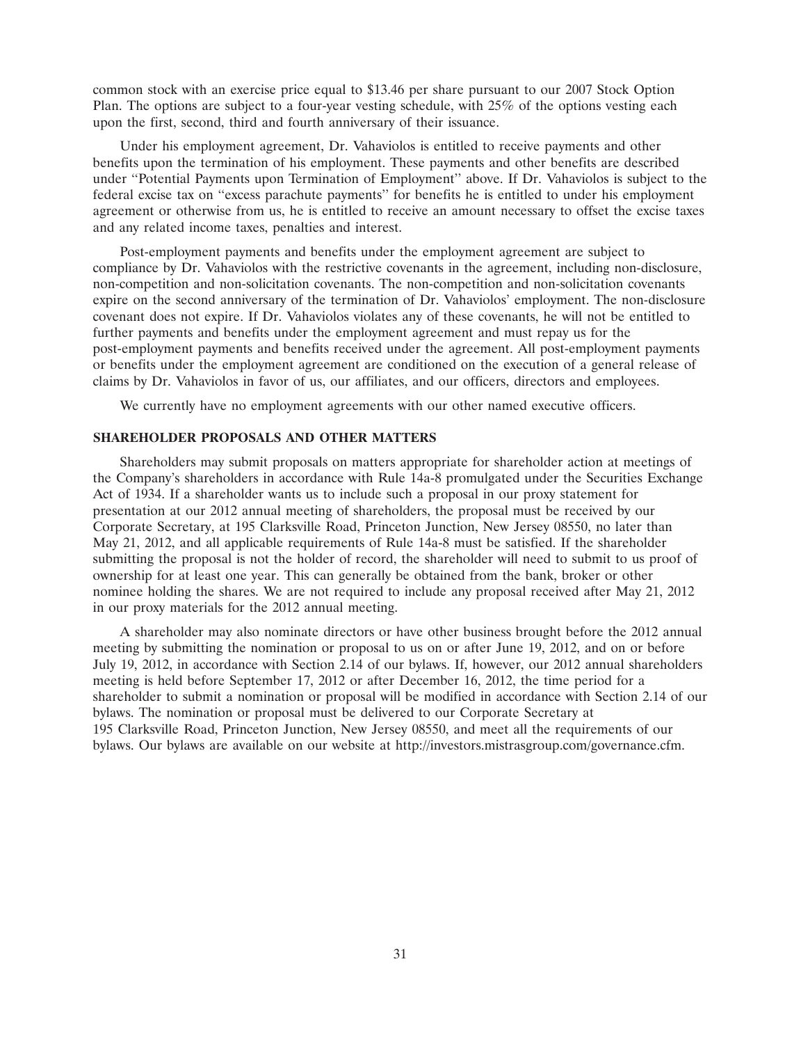common stock with an exercise price equal to $13.46 per share pursuant to our 2007 Stock Option Plan. The options are subject to a four-year vesting schedule, with 25% of the options vesting each upon the first, second, third and fourth anniversary of their issuance.

Under his employment agreement, Dr. Vahaviolos is entitled to receive payments and other benefits upon the termination of his employment. These payments and other benefits are described under ''Potential Payments upon Termination of Employment'' above. If Dr. Vahaviolos is subject to the federal excise tax on ''excess parachute payments'' for benefits he is entitled to under his employment agreement or otherwise from us, he is entitled to receive an amount necessary to offset the excise taxes and any related income taxes, penalties and interest.

Post-employment payments and benefits under the employment agreement are subject to compliance by Dr. Vahaviolos with the restrictive covenants in the agreement, including non-disclosure, non-competition and non-solicitation covenants. The non-competition and non-solicitation covenants expire on the second anniversary of the termination of Dr. Vahaviolos' employment. The non-disclosure covenant does not expire. If Dr. Vahaviolos violates any of these covenants, he will not be entitled to further payments and benefits under the employment agreement and must repay us for the post-employment payments and benefits received under the agreement. All post-employment payments or benefits under the employment agreement are conditioned on the execution of a general release of claims by Dr. Vahaviolos in favor of us, our affiliates, and our officers, directors and employees.

We currently have no employment agreements with our other named executive officers.

**SHAREHOLDER PROPOSALS AND OTHER MATTERS**

Shareholders may submit proposals on matters appropriate for shareholder action at meetings of the Company's shareholders in accordance with Rule 14a-8 promulgated under the Securities Exchange Act of 1934. If a shareholder wants us to include such a proposal in our proxy statement for presentation at our 2012 annual meeting of shareholders, the proposal must be received by our Corporate Secretary, at 195 Clarksville Road, Princeton Junction, New Jersey 08550, no later than May 21, 2012, and all applicable requirements of Rule 14a-8 must be satisfied. If the shareholder submitting the proposal is not the holder of record, the shareholder will need to submit to us proof of ownership for at least one year. This can generally be obtained from the bank, broker or other nominee holding the shares. We are not required to include any proposal received after May 21, 2012 in our proxy materials for the 2012 annual meeting.

A shareholder may also nominate directors or have other business brought before the 2012 annual meeting by submitting the nomination or proposal to us on or after June 19, 2012, and on or before July 19, 2012, in accordance with Section 2.14 of our bylaws. If, however, our 2012 annual shareholders meeting is held before September 17, 2012 or after December 16, 2012, the time period for a shareholder to submit a nomination or proposal will be modified in accordance with Section 2.14 of our bylaws. The nomination or proposal must be delivered to our Corporate Secretary at 195 Clarksville Road, Princeton Junction, New Jersey 08550, and meet all the requirements of our bylaws. Our bylaws are available on our website at http://investors.mistrasgroup.com/governance.cfm.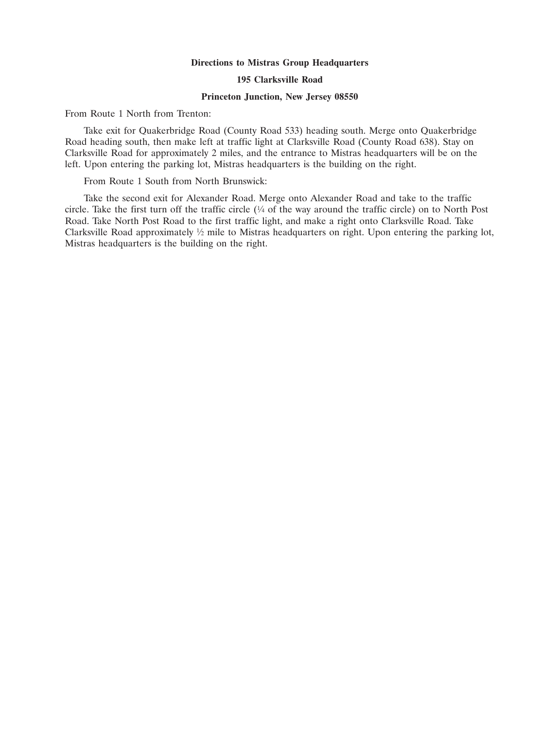**Directions to Mistras Group Headquarters**

**195 Clarksville Road**

**Princeton Junction, New Jersey 08550**

From Route 1 North from Trenton:

Take exit for Quakerbridge Road (County Road 533) heading south. Merge onto Quakerbridge Road heading south, then make left at traffic light at Clarksville Road (County Road 638). Stay on Clarksville Road for approximately 2 miles, and the entrance to Mistras headquarters will be on the left. Upon entering the parking lot, Mistras headquarters is the building on the right.

From Route 1 South from North Brunswick:

Take the second exit for Alexander Road. Merge onto Alexander Road and take to the traffic circle. Take the first turn off the traffic circle (¼ of the way around the traffic circle) on to North Post Road. Take North Post Road to the first traffic light, and make a right onto Clarksville Road. Take Clarksville Road approximately ½ mile to Mistras headquarters on right. Upon entering the parking lot, Mistras headquarters is the building on the right.